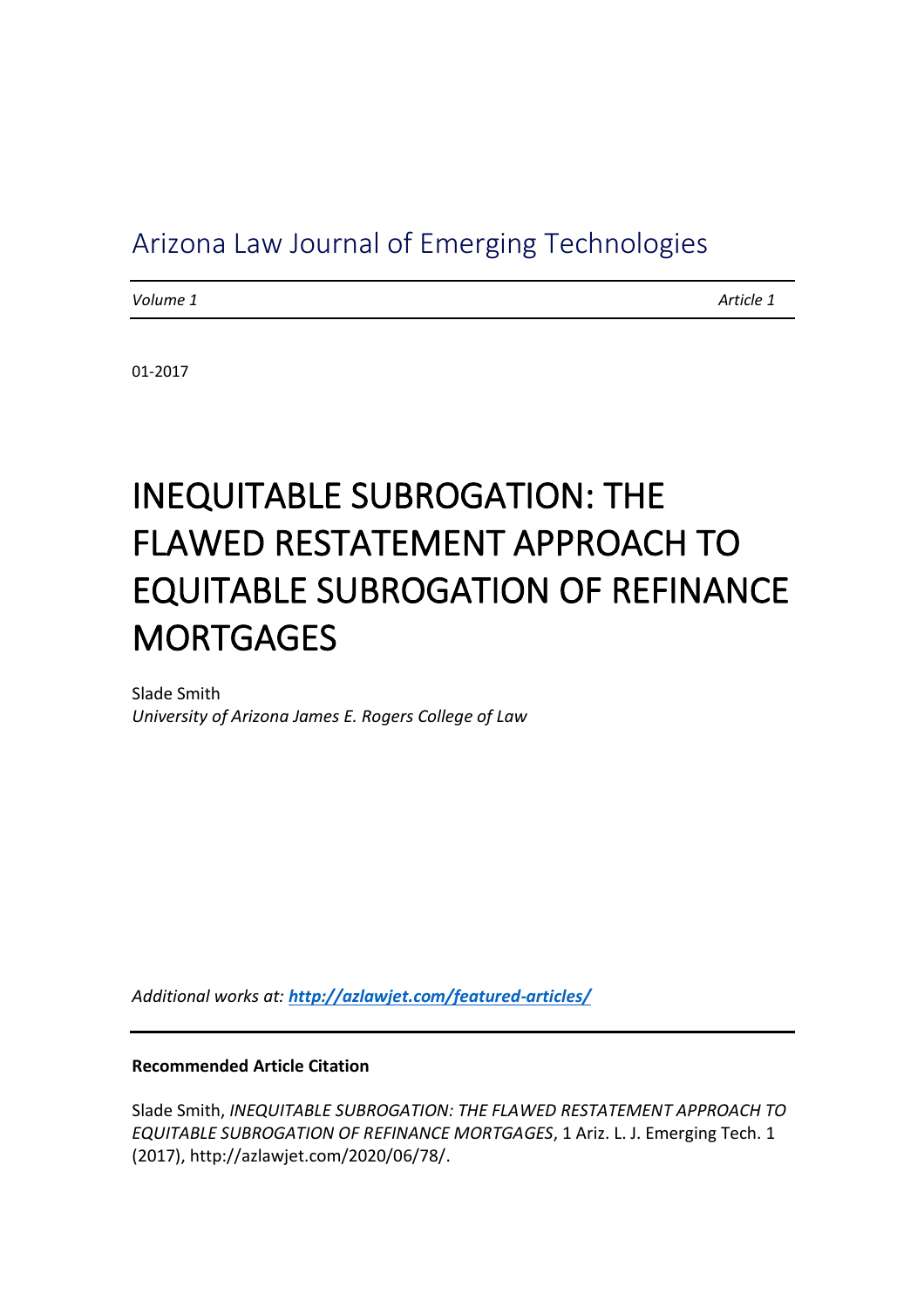Arizona Law Journal of Emerging Technologies

*Volume 1* *Article 1*

01-2017

# INEQUITABLE SUBROGATION: THE FLAWED RESTATEMENT APPROACH TO EQUITABLE SUBROGATION OF REFINANCE MORTGAGES

Slade Smith
*University of Arizona James E. Rogers College of Law*

*Additional works at:* ***[http://azlawjet.com/featured-articles/](http://azlawjet.com/featured-articles/)***

**Recommended Article Citation**

Slade Smith, *INEQUITABLE SUBROGATION: THE FLAWED RESTATEMENT APPROACH TO EQUITABLE SUBROGATION OF REFINANCE MORTGAGES*, 1 Ariz. L. J. Emerging Tech. 1 (2017), http://azlawjet.com/2020/06/78/.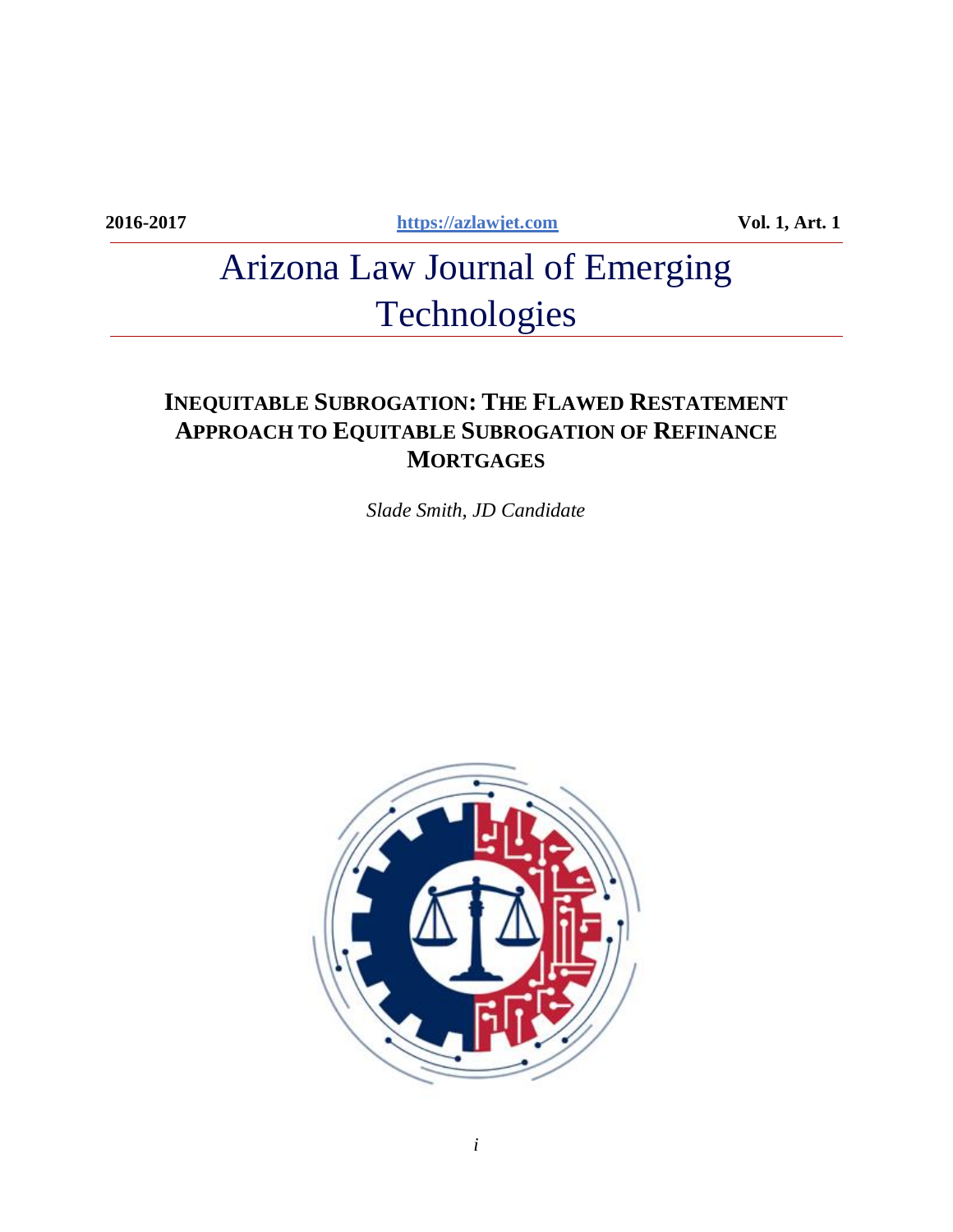2016-2017 https://azlawjet.com Vol. 1, Art. 1

# Arizona Law Journal of Emerging Technologies

## INEQUITABLE SUBROGATION: THE FLAWED RESTATEMENT APPROACH TO EQUITABLE SUBROGATION OF REFINANCE MORTGAGES

*Slade Smith, JD Candidate*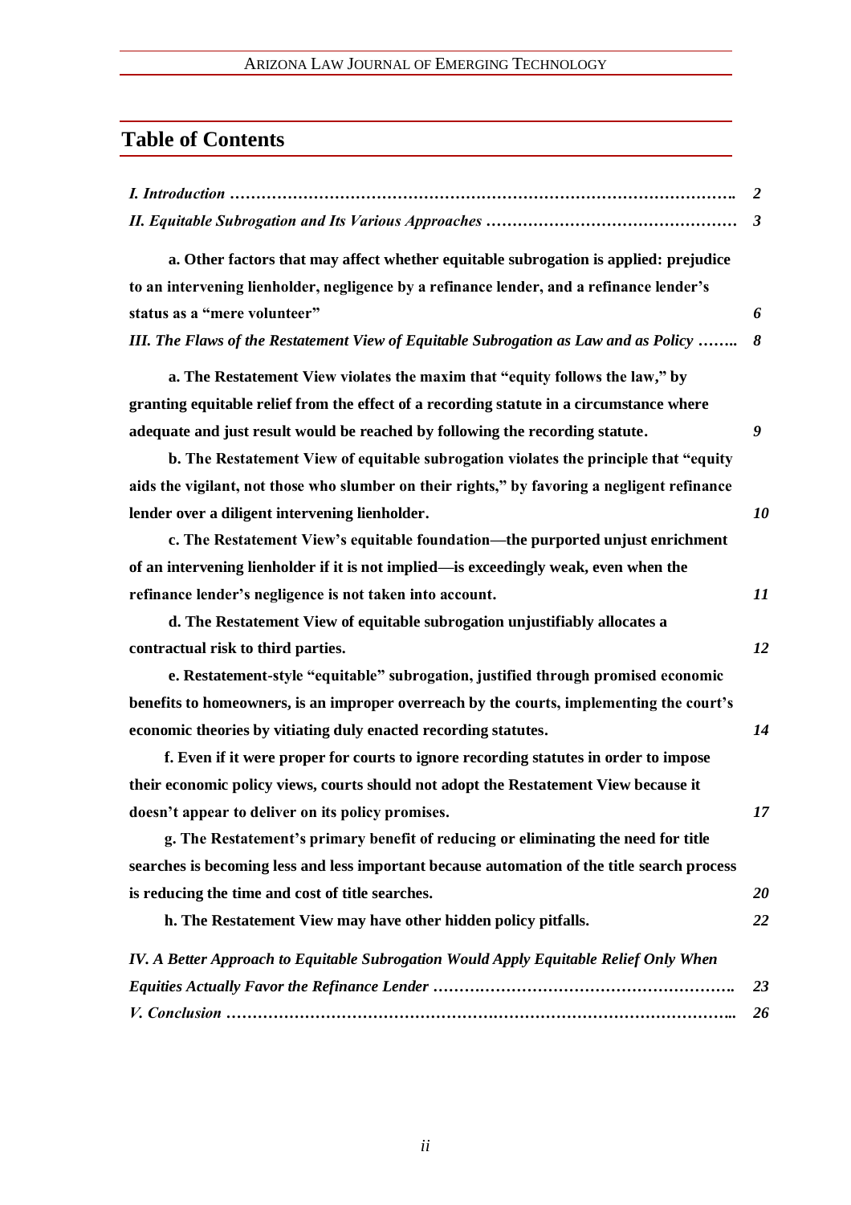## Table of Contents

*I. Introduction* ……………………………………………………………………………….. *2*

*II. Equitable Subrogation and Its Various Approaches* ……………………………………… *3*

**a. Other factors that may affect whether equitable subrogation is applied: prejudice to an intervening lienholder, negligence by a refinance lender, and a refinance lender's status as a "mere volunteer"** *6*

*III. The Flaws of the Restatement View of Equitable Subrogation as Law and as Policy* …….. *8*

**a. The Restatement View violates the maxim that "equity follows the law," by granting equitable relief from the effect of a recording statute in a circumstance where adequate and just result would be reached by following the recording statute.** *9*

**b. The Restatement View of equitable subrogation violates the principle that "equity aids the vigilant, not those who slumber on their rights," by favoring a negligent refinance lender over a diligent intervening lienholder.** *10*

**c. The Restatement View's equitable foundation—the purported unjust enrichment of an intervening lienholder if it is not implied—is exceedingly weak, even when the refinance lender's negligence is not taken into account.** *11*

**d. The Restatement View of equitable subrogation unjustifiably allocates a contractual risk to third parties.** *12*

**e. Restatement-style "equitable" subrogation, justified through promised economic benefits to homeowners, is an improper overreach by the courts, implementing the court's economic theories by vitiating duly enacted recording statutes.** *14*

**f. Even if it were proper for courts to ignore recording statutes in order to impose their economic policy views, courts should not adopt the Restatement View because it doesn't appear to deliver on its policy promises.** *17*

**g. The Restatement's primary benefit of reducing or eliminating the need for title searches is becoming less and less important because automation of the title search process is reducing the time and cost of title searches.** *20*

**h. The Restatement View may have other hidden policy pitfalls.** *22*

*IV. A Better Approach to Equitable Subrogation Would Apply Equitable Relief Only When Equities Actually Favor the Refinance Lender* ………………………………………………. *23*

*V. Conclusion* ………………………………………………………………………………... *26*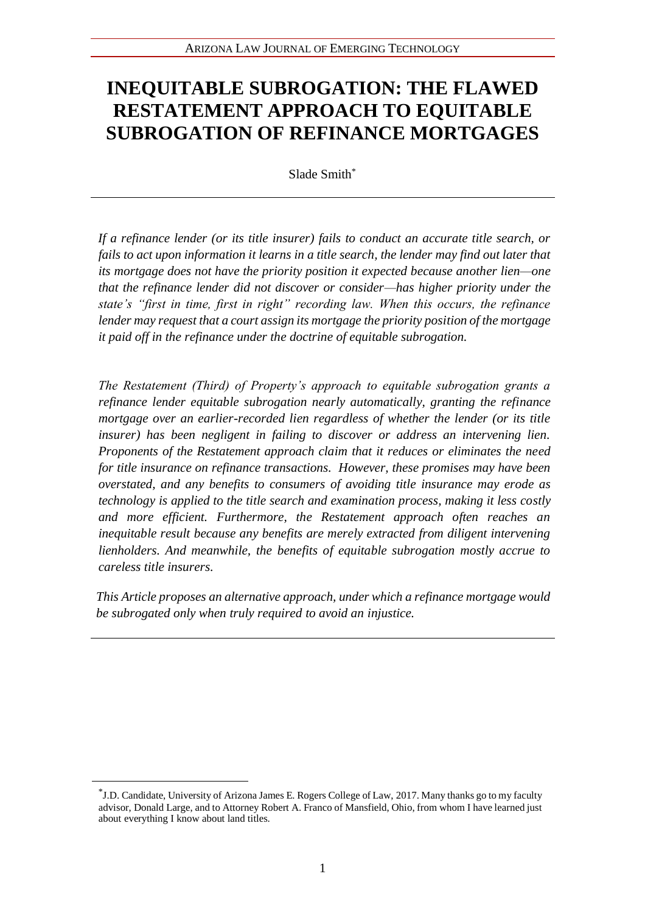# INEQUITABLE SUBROGATION: THE FLAWED RESTATEMENT APPROACH TO EQUITABLE SUBROGATION OF REFINANCE MORTGAGES

Slade Smith*

---

*If a refinance lender (or its title insurer) fails to conduct an accurate title search, or fails to act upon information it learns in a title search, the lender may find out later that its mortgage does not have the priority position it expected because another lien—one that the refinance lender did not discover or consider—has higher priority under the state's "first in time, first in right" recording law. When this occurs, the refinance lender may request that a court assign its mortgage the priority position of the mortgage it paid off in the refinance under the doctrine of equitable subrogation.*

*The Restatement (Third) of Property's approach to equitable subrogation grants a refinance lender equitable subrogation nearly automatically, granting the refinance mortgage over an earlier-recorded lien regardless of whether the lender (or its title insurer) has been negligent in failing to discover or address an intervening lien. Proponents of the Restatement approach claim that it reduces or eliminates the need for title insurance on refinance transactions. However, these promises may have been overstated, and any benefits to consumers of avoiding title insurance may erode as technology is applied to the title search and examination process, making it less costly and more efficient. Furthermore, the Restatement approach often reaches an inequitable result because any benefits are merely extracted from diligent intervening lienholders. And meanwhile, the benefits of equitable subrogation mostly accrue to careless title insurers.*

*This Article proposes an alternative approach, under which a refinance mortgage would be subrogated only when truly required to avoid an injustice.*

---

*J.D. Candidate, University of Arizona James E. Rogers College of Law, 2017. Many thanks go to my faculty advisor, Donald Large, and to Attorney Robert A. Franco of Mansfield, Ohio, from whom I have learned just about everything I know about land titles.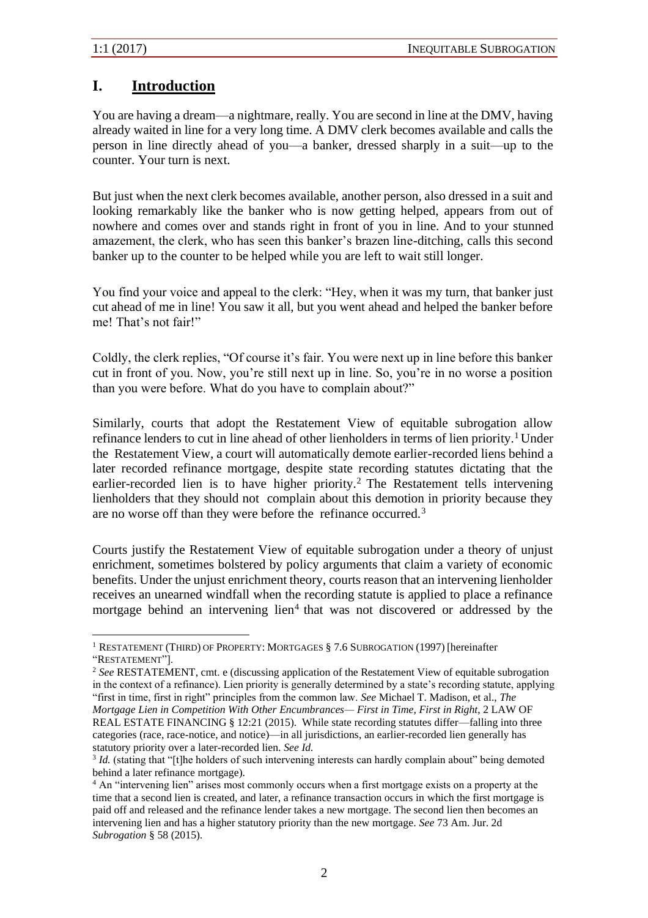## I. Introduction

You are having a dream—a nightmare, really. You are second in line at the DMV, having already waited in line for a very long time. A DMV clerk becomes available and calls the person in line directly ahead of you—a banker, dressed sharply in a suit—up to the counter. Your turn is next.

But just when the next clerk becomes available, another person, also dressed in a suit and looking remarkably like the banker who is now getting helped, appears from out of nowhere and comes over and stands right in front of you in line. And to your stunned amazement, the clerk, who has seen this banker's brazen line-ditching, calls this second banker up to the counter to be helped while you are left to wait still longer.

You find your voice and appeal to the clerk: "Hey, when it was my turn, that banker just cut ahead of me in line! You saw it all, but you went ahead and helped the banker before me! That's not fair!"

Coldly, the clerk replies, "Of course it's fair. You were next up in line before this banker cut in front of you. Now, you're still next up in line. So, you're in no worse a position than you were before. What do you have to complain about?"

Similarly, courts that adopt the Restatement View of equitable subrogation allow refinance lenders to cut in line ahead of other lienholders in terms of lien priority.[1] Under the Restatement View, a court will automatically demote earlier-recorded liens behind a later recorded refinance mortgage, despite state recording statutes dictating that the earlier-recorded lien is to have higher priority.[2] The Restatement tells intervening lienholders that they should not complain about this demotion in priority because they are no worse off than they were before the refinance occurred.[3]

Courts justify the Restatement View of equitable subrogation under a theory of unjust enrichment, sometimes bolstered by policy arguments that claim a variety of economic benefits. Under the unjust enrichment theory, courts reason that an intervening lienholder receives an unearned windfall when the recording statute is applied to place a refinance mortgage behind an intervening lien[4] that was not discovered or addressed by the

---

[1] RESTATEMENT (THIRD) OF PROPERTY: MORTGAGES § 7.6 SUBROGATION (1997) [hereinafter "RESTATEMENT"].

[2] *See* RESTATEMENT, cmt. e (discussing application of the Restatement View of equitable subrogation in the context of a refinance). Lien priority is generally determined by a state's recording statute, applying "first in time, first in right" principles from the common law. *See* Michael T. Madison, et al., *The Mortgage Lien in Competition With Other Encumbrances— First in Time, First in Right*, 2 LAW OF REAL ESTATE FINANCING § 12:21 (2015). While state recording statutes differ—falling into three categories (race, race-notice, and notice)—in all jurisdictions, an earlier-recorded lien generally has statutory priority over a later-recorded lien. *See Id.*

[3] *Id.* (stating that "[t]he holders of such intervening interests can hardly complain about" being demoted behind a later refinance mortgage).

[4] An "intervening lien" arises most commonly occurs when a first mortgage exists on a property at the time that a second lien is created, and later, a refinance transaction occurs in which the first mortgage is paid off and released and the refinance lender takes a new mortgage. The second lien then becomes an intervening lien and has a higher statutory priority than the new mortgage. *See* 73 Am. Jur. 2d *Subrogation* § 58 (2015).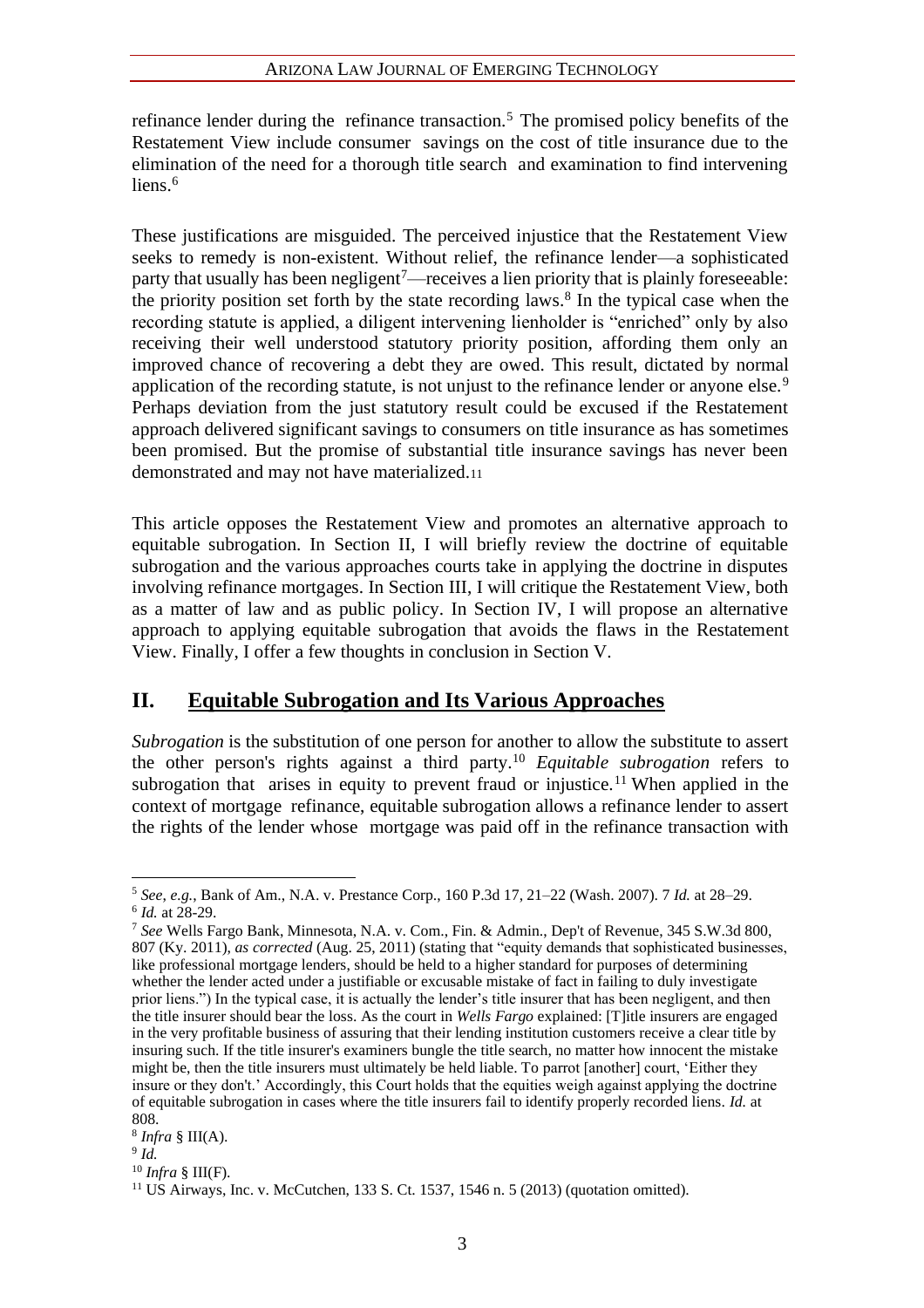refinance lender during the refinance transaction.[5] The promised policy benefits of the Restatement View include consumer savings on the cost of title insurance due to the elimination of the need for a thorough title search and examination to find intervening liens.[6]

These justifications are misguided. The perceived injustice that the Restatement View seeks to remedy is non-existent. Without relief, the refinance lender—a sophisticated party that usually has been negligent[7]—receives a lien priority that is plainly foreseeable: the priority position set forth by the state recording laws.[8] In the typical case when the recording statute is applied, a diligent intervening lienholder is "enriched" only by also receiving their well understood statutory priority position, affording them only an improved chance of recovering a debt they are owed. This result, dictated by normal application of the recording statute, is not unjust to the refinance lender or anyone else.[9] Perhaps deviation from the just statutory result could be excused if the Restatement approach delivered significant savings to consumers on title insurance as has sometimes been promised. But the promise of substantial title insurance savings has never been demonstrated and may not have materialized.[11]

This article opposes the Restatement View and promotes an alternative approach to equitable subrogation. In Section II, I will briefly review the doctrine of equitable subrogation and the various approaches courts take in applying the doctrine in disputes involving refinance mortgages. In Section III, I will critique the Restatement View, both as a matter of law and as public policy. In Section IV, I will propose an alternative approach to applying equitable subrogation that avoids the flaws in the Restatement View. Finally, I offer a few thoughts in conclusion in Section V.

## II. Equitable Subrogation and Its Various Approaches

*Subrogation* is the substitution of one person for another to allow the substitute to assert the other person's rights against a third party.[10] *Equitable subrogation* refers to subrogation that arises in equity to prevent fraud or injustice.[11] When applied in the context of mortgage refinance, equitable subrogation allows a refinance lender to assert the rights of the lender whose mortgage was paid off in the refinance transaction with

---

[5] *See, e.g.*, Bank of Am., N.A. v. Prestance Corp., 160 P.3d 17, 21–22 (Wash. 2007). 7 *Id.* at 28–29.

[6] *Id.* at 28-29.

[7] *See* Wells Fargo Bank, Minnesota, N.A. v. Com., Fin. & Admin., Dep't of Revenue, 345 S.W.3d 800, 807 (Ky. 2011), *as corrected* (Aug. 25, 2011) (stating that "equity demands that sophisticated businesses, like professional mortgage lenders, should be held to a higher standard for purposes of determining whether the lender acted under a justifiable or excusable mistake of fact in failing to duly investigate prior liens.") In the typical case, it is actually the lender's title insurer that has been negligent, and then the title insurer should bear the loss. As the court in *Wells Fargo* explained: [T]itle insurers are engaged in the very profitable business of assuring that their lending institution customers receive a clear title by insuring such. If the title insurer's examiners bungle the title search, no matter how innocent the mistake might be, then the title insurers must ultimately be held liable. To parrot [another] court, 'Either they insure or they don't.' Accordingly, this Court holds that the equities weigh against applying the doctrine of equitable subrogation in cases where the title insurers fail to identify properly recorded liens. *Id.* at 808.

[8] *Infra* § III(A).

[9] *Id.*

[10] *Infra* § III(F).

[11] US Airways, Inc. v. McCutchen, 133 S. Ct. 1537, 1546 n. 5 (2013) (quotation omitted).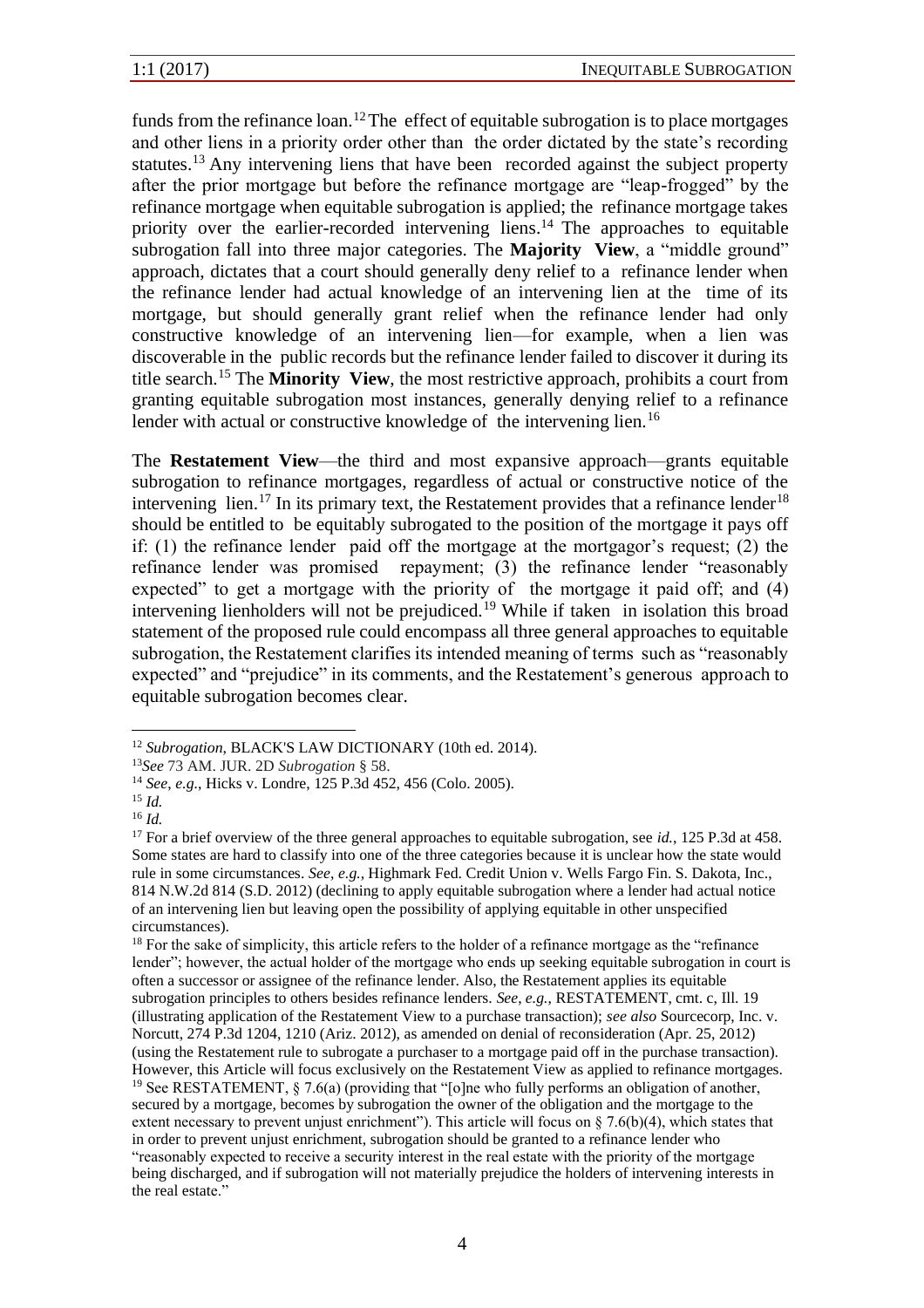funds from the refinance loan.[12] The effect of equitable subrogation is to place mortgages and other liens in a priority order other than the order dictated by the state's recording statutes.[13] Any intervening liens that have been recorded against the subject property after the prior mortgage but before the refinance mortgage are "leap-frogged" by the refinance mortgage when equitable subrogation is applied; the refinance mortgage takes priority over the earlier-recorded intervening liens.[14] The approaches to equitable subrogation fall into three major categories. The **Majority View**, a "middle ground" approach, dictates that a court should generally deny relief to a refinance lender when the refinance lender had actual knowledge of an intervening lien at the time of its mortgage, but should generally grant relief when the refinance lender had only constructive knowledge of an intervening lien—for example, when a lien was discoverable in the public records but the refinance lender failed to discover it during its title search.[15] The **Minority View**, the most restrictive approach, prohibits a court from granting equitable subrogation most instances, generally denying relief to a refinance lender with actual or constructive knowledge of the intervening lien.[16]

The **Restatement View**—the third and most expansive approach—grants equitable subrogation to refinance mortgages, regardless of actual or constructive notice of the intervening lien.[17] In its primary text, the Restatement provides that a refinance lender[18] should be entitled to be equitably subrogated to the position of the mortgage it pays off if: (1) the refinance lender paid off the mortgage at the mortgagor's request; (2) the refinance lender was promised repayment; (3) the refinance lender "reasonably expected" to get a mortgage with the priority of the mortgage it paid off; and (4) intervening lienholders will not be prejudiced.[19] While if taken in isolation this broad statement of the proposed rule could encompass all three general approaches to equitable subrogation, the Restatement clarifies its intended meaning of terms such as "reasonably expected" and "prejudice" in its comments, and the Restatement's generous approach to equitable subrogation becomes clear.

---

[12] *Subrogation*, BLACK'S LAW DICTIONARY (10th ed. 2014).

[13] *See* 73 AM. JUR. 2D *Subrogation* § 58.

[14] *See*, *e.g.*, Hicks v. Londre, 125 P.3d 452, 456 (Colo. 2005).

[15] *Id.*

[16] *Id.*

[17] For a brief overview of the three general approaches to equitable subrogation, see *id.*, 125 P.3d at 458. Some states are hard to classify into one of the three categories because it is unclear how the state would rule in some circumstances. *See*, *e.g.*, Highmark Fed. Credit Union v. Wells Fargo Fin. S. Dakota, Inc., 814 N.W.2d 814 (S.D. 2012) (declining to apply equitable subrogation where a lender had actual notice of an intervening lien but leaving open the possibility of applying equitable in other unspecified circumstances).

[18] For the sake of simplicity, this article refers to the holder of a refinance mortgage as the "refinance lender"; however, the actual holder of the mortgage who ends up seeking equitable subrogation in court is often a successor or assignee of the refinance lender. Also, the Restatement applies its equitable subrogation principles to others besides refinance lenders. *See*, *e.g.*, RESTATEMENT, cmt. c, Ill. 19 (illustrating application of the Restatement View to a purchase transaction); *see also* Sourcecorp, Inc. v. Norcutt, 274 P.3d 1204, 1210 (Ariz. 2012), as amended on denial of reconsideration (Apr. 25, 2012) (using the Restatement rule to subrogate a purchaser to a mortgage paid off in the purchase transaction). However, this Article will focus exclusively on the Restatement View as applied to refinance mortgages.

[19] See RESTATEMENT, § 7.6(a) (providing that "[o]ne who fully performs an obligation of another, secured by a mortgage, becomes by subrogation the owner of the obligation and the mortgage to the extent necessary to prevent unjust enrichment"). This article will focus on § 7.6(b)(4), which states that in order to prevent unjust enrichment, subrogation should be granted to a refinance lender who "reasonably expected to receive a security interest in the real estate with the priority of the mortgage being discharged, and if subrogation will not materially prejudice the holders of intervening interests in the real estate."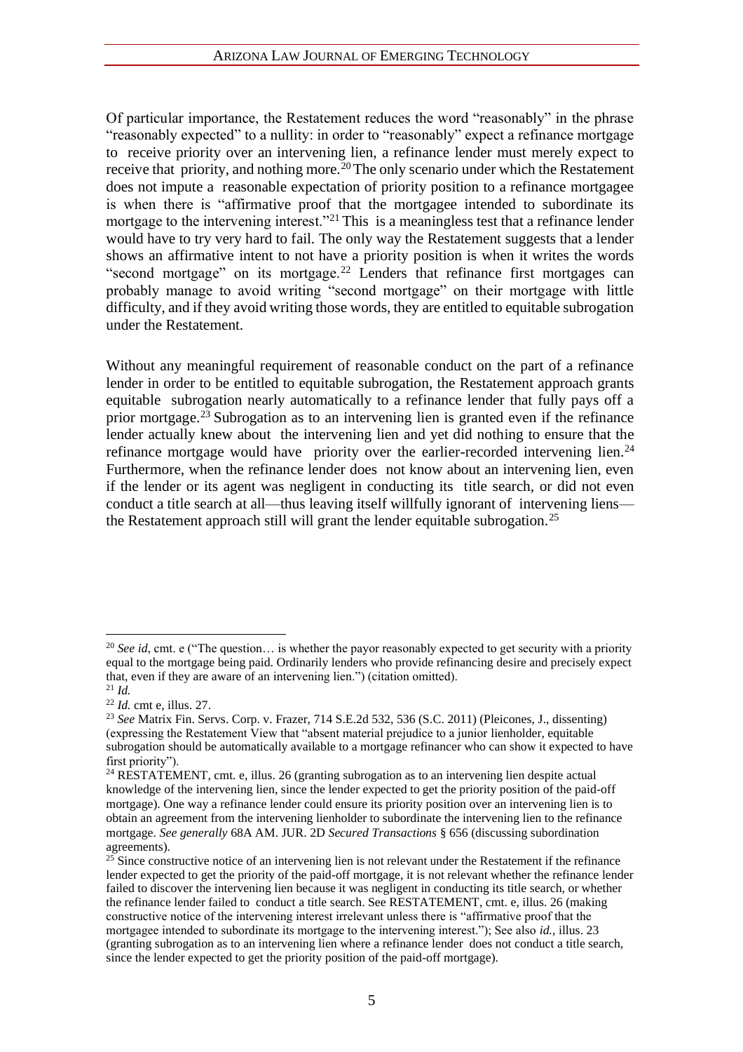Of particular importance, the Restatement reduces the word "reasonably" in the phrase "reasonably expected" to a nullity: in order to "reasonably" expect a refinance mortgage to receive priority over an intervening lien, a refinance lender must merely expect to receive that priority, and nothing more.[20] The only scenario under which the Restatement does not impute a reasonable expectation of priority position to a refinance mortgagee is when there is "affirmative proof that the mortgagee intended to subordinate its mortgage to the intervening interest."[21] This is a meaningless test that a refinance lender would have to try very hard to fail. The only way the Restatement suggests that a lender shows an affirmative intent to not have a priority position is when it writes the words "second mortgage" on its mortgage.[22] Lenders that refinance first mortgages can probably manage to avoid writing "second mortgage" on their mortgage with little difficulty, and if they avoid writing those words, they are entitled to equitable subrogation under the Restatement.

Without any meaningful requirement of reasonable conduct on the part of a refinance lender in order to be entitled to equitable subrogation, the Restatement approach grants equitable subrogation nearly automatically to a refinance lender that fully pays off a prior mortgage.[23] Subrogation as to an intervening lien is granted even if the refinance lender actually knew about the intervening lien and yet did nothing to ensure that the refinance mortgage would have priority over the earlier-recorded intervening lien.[24] Furthermore, when the refinance lender does not know about an intervening lien, even if the lender or its agent was negligent in conducting its title search, or did not even conduct a title search at all—thus leaving itself willfully ignorant of intervening liens—the Restatement approach still will grant the lender equitable subrogation.[25]

---

[20] *See id*, cmt. e ("The question… is whether the payor reasonably expected to get security with a priority equal to the mortgage being paid. Ordinarily lenders who provide refinancing desire and precisely expect that, even if they are aware of an intervening lien.") (citation omitted).

[21] *Id.*

[22] *Id.* cmt e, illus. 27.

[23] *See* Matrix Fin. Servs. Corp. v. Frazer, 714 S.E.2d 532, 536 (S.C. 2011) (Pleicones, J., dissenting) (expressing the Restatement View that "absent material prejudice to a junior lienholder, equitable subrogation should be automatically available to a mortgage refinancer who can show it expected to have first priority").

[24] RESTATEMENT, cmt. e, illus. 26 (granting subrogation as to an intervening lien despite actual knowledge of the intervening lien, since the lender expected to get the priority position of the paid-off mortgage). One way a refinance lender could ensure its priority position over an intervening lien is to obtain an agreement from the intervening lienholder to subordinate the intervening lien to the refinance mortgage. *See generally* 68A AM. JUR. 2D *Secured Transactions* § 656 (discussing subordination agreements).

[25] Since constructive notice of an intervening lien is not relevant under the Restatement if the refinance lender expected to get the priority of the paid-off mortgage, it is not relevant whether the refinance lender failed to discover the intervening lien because it was negligent in conducting its title search, or whether the refinance lender failed to conduct a title search. See RESTATEMENT, cmt. e, illus. 26 (making constructive notice of the intervening interest irrelevant unless there is "affirmative proof that the mortgagee intended to subordinate its mortgage to the intervening interest."); See also *id.*, illus. 23 (granting subrogation as to an intervening lien where a refinance lender does not conduct a title search, since the lender expected to get the priority position of the paid-off mortgage).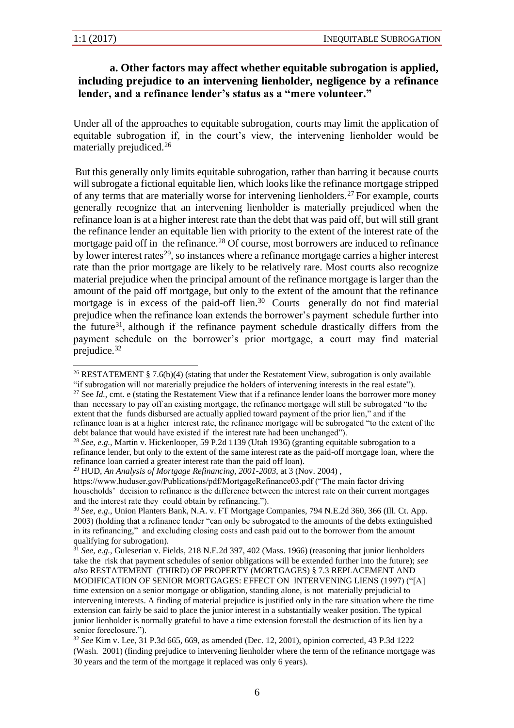### a. Other factors may affect whether equitable subrogation is applied, including prejudice to an intervening lienholder, negligence by a refinance lender, and a refinance lender's status as a "mere volunteer."

Under all of the approaches to equitable subrogation, courts may limit the application of equitable subrogation if, in the court's view, the intervening lienholder would be materially prejudiced.[26]

But this generally only limits equitable subrogation, rather than barring it because courts will subrogate a fictional equitable lien, which looks like the refinance mortgage stripped of any terms that are materially worse for intervening lienholders.[27] For example, courts generally recognize that an intervening lienholder is materially prejudiced when the refinance loan is at a higher interest rate than the debt that was paid off, but will still grant the refinance lender an equitable lien with priority to the extent of the interest rate of the mortgage paid off in the refinance.[28] Of course, most borrowers are induced to refinance by lower interest rates[29], so instances where a refinance mortgage carries a higher interest rate than the prior mortgage are likely to be relatively rare. Most courts also recognize material prejudice when the principal amount of the refinance mortgage is larger than the amount of the paid off mortgage, but only to the extent of the amount that the refinance mortgage is in excess of the paid-off lien.[30] Courts generally do not find material prejudice when the refinance loan extends the borrower's payment schedule further into the future[31], although if the refinance payment schedule drastically differs from the payment schedule on the borrower's prior mortgage, a court may find material prejudice.[32]

---

[26] RESTATEMENT § 7.6(b)(4) (stating that under the Restatement View, subrogation is only available "if subrogation will not materially prejudice the holders of intervening interests in the real estate").

[27] See *Id.*, cmt. e (stating the Restatement View that if a refinance lender loans the borrower more money than necessary to pay off an existing mortgage, the refinance mortgage will still be subrogated "to the extent that the funds disbursed are actually applied toward payment of the prior lien," and if the refinance loan is at a higher interest rate, the refinance mortgage will be subrogated "to the extent of the debt balance that would have existed if the interest rate had been unchanged").

[28] *See, e.g.*, Martin v. Hickenlooper, 59 P.2d 1139 (Utah 1936) (granting equitable subrogation to a refinance lender, but only to the extent of the same interest rate as the paid-off mortgage loan, where the refinance loan carried a greater interest rate than the paid off loan).

[29] HUD, *An Analysis of Mortgage Refinancing, 2001-2003*, at 3 (Nov. 2004) , https://www.huduser.gov/Publications/pdf/MortgageRefinance03.pdf ("The main factor driving households' decision to refinance is the difference between the interest rate on their current mortgages and the interest rate they could obtain by refinancing.").

[30] *See, e.g.*, Union Planters Bank, N.A. v. FT Mortgage Companies, 794 N.E.2d 360, 366 (Ill. Ct. App. 2003) (holding that a refinance lender "can only be subrogated to the amounts of the debts extinguished in its refinancing," and excluding closing costs and cash paid out to the borrower from the amount qualifying for subrogation).

[31] *See, e.g.*, Guleserian v. Fields, 218 N.E.2d 397, 402 (Mass. 1966) (reasoning that junior lienholders take the risk that payment schedules of senior obligations will be extended further into the future); *see also* RESTATEMENT (THIRD) OF PROPERTY (MORTGAGES) § 7.3 REPLACEMENT AND MODIFICATION OF SENIOR MORTGAGES: EFFECT ON INTERVENING LIENS (1997) ("[A] time extension on a senior mortgage or obligation, standing alone, is not materially prejudicial to intervening interests. A finding of material prejudice is justified only in the rare situation where the time extension can fairly be said to place the junior interest in a substantially weaker position. The typical junior lienholder is normally grateful to have a time extension forestall the destruction of its lien by a senior foreclosure.").

[32] *See* Kim v. Lee, 31 P.3d 665, 669, as amended (Dec. 12, 2001), opinion corrected, 43 P.3d 1222 (Wash. 2001) (finding prejudice to intervening lienholder where the term of the refinance mortgage was 30 years and the term of the mortgage it replaced was only 6 years).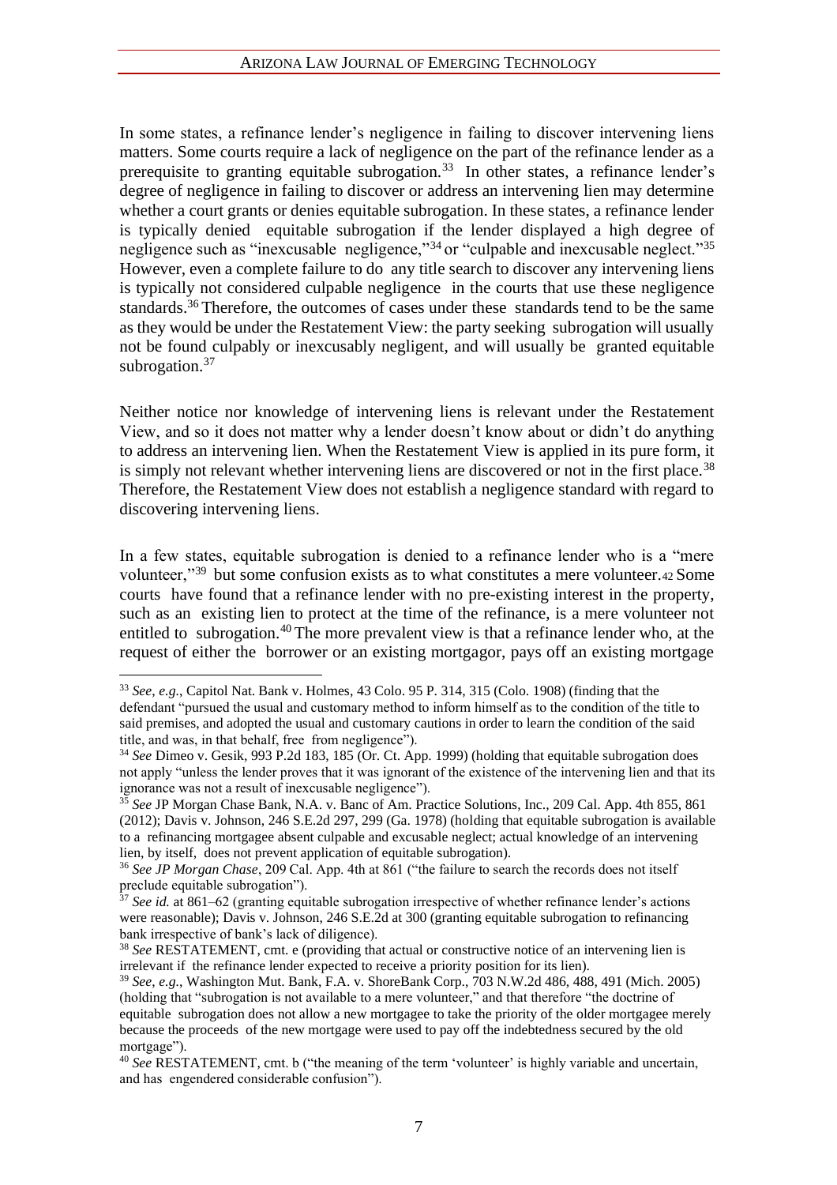In some states, a refinance lender's negligence in failing to discover intervening liens matters. Some courts require a lack of negligence on the part of the refinance lender as a prerequisite to granting equitable subrogation.[33] In other states, a refinance lender's degree of negligence in failing to discover or address an intervening lien may determine whether a court grants or denies equitable subrogation. In these states, a refinance lender is typically denied equitable subrogation if the lender displayed a high degree of negligence such as "inexcusable negligence,"[34] or "culpable and inexcusable neglect."[35] However, even a complete failure to do any title search to discover any intervening liens is typically not considered culpable negligence in the courts that use these negligence standards.[36] Therefore, the outcomes of cases under these standards tend to be the same as they would be under the Restatement View: the party seeking subrogation will usually not be found culpably or inexcusably negligent, and will usually be granted equitable subrogation.[37]

Neither notice nor knowledge of intervening liens is relevant under the Restatement View, and so it does not matter why a lender doesn't know about or didn't do anything to address an intervening lien. When the Restatement View is applied in its pure form, it is simply not relevant whether intervening liens are discovered or not in the first place.[38] Therefore, the Restatement View does not establish a negligence standard with regard to discovering intervening liens.

In a few states, equitable subrogation is denied to a refinance lender who is a "mere volunteer,"[39] but some confusion exists as to what constitutes a mere volunteer.[42] Some courts have found that a refinance lender with no pre-existing interest in the property, such as an existing lien to protect at the time of the refinance, is a mere volunteer not entitled to subrogation.[40] The more prevalent view is that a refinance lender who, at the request of either the borrower or an existing mortgagor, pays off an existing mortgage

---

[33] *See, e.g.*, Capitol Nat. Bank v. Holmes, 43 Colo. 95 P. 314, 315 (Colo. 1908) (finding that the defendant "pursued the usual and customary method to inform himself as to the condition of the title to said premises, and adopted the usual and customary cautions in order to learn the condition of the said title, and was, in that behalf, free from negligence").

[34] *See* Dimeo v. Gesik, 993 P.2d 183, 185 (Or. Ct. App. 1999) (holding that equitable subrogation does not apply "unless the lender proves that it was ignorant of the existence of the intervening lien and that its ignorance was not a result of inexcusable negligence").

[35] *See* JP Morgan Chase Bank, N.A. v. Banc of Am. Practice Solutions, Inc., 209 Cal. App. 4th 855, 861 (2012); Davis v. Johnson, 246 S.E.2d 297, 299 (Ga. 1978) (holding that equitable subrogation is available to a refinancing mortgagee absent culpable and excusable neglect; actual knowledge of an intervening lien, by itself, does not prevent application of equitable subrogation).

[36] *See JP Morgan Chase*, 209 Cal. App. 4th at 861 ("the failure to search the records does not itself preclude equitable subrogation").

[37] *See id.* at 861–62 (granting equitable subrogation irrespective of whether refinance lender's actions were reasonable); Davis v. Johnson, 246 S.E.2d at 300 (granting equitable subrogation to refinancing bank irrespective of bank's lack of diligence).

[38] *See* RESTATEMENT, cmt. e (providing that actual or constructive notice of an intervening lien is irrelevant if the refinance lender expected to receive a priority position for its lien).

[39] *See, e.g.*, Washington Mut. Bank, F.A. v. ShoreBank Corp., 703 N.W.2d 486, 488, 491 (Mich. 2005) (holding that "subrogation is not available to a mere volunteer," and that therefore "the doctrine of equitable subrogation does not allow a new mortgagee to take the priority of the older mortgagee merely because the proceeds of the new mortgage were used to pay off the indebtedness secured by the old mortgage").

[40] *See* RESTATEMENT, cmt. b ("the meaning of the term 'volunteer' is highly variable and uncertain, and has engendered considerable confusion").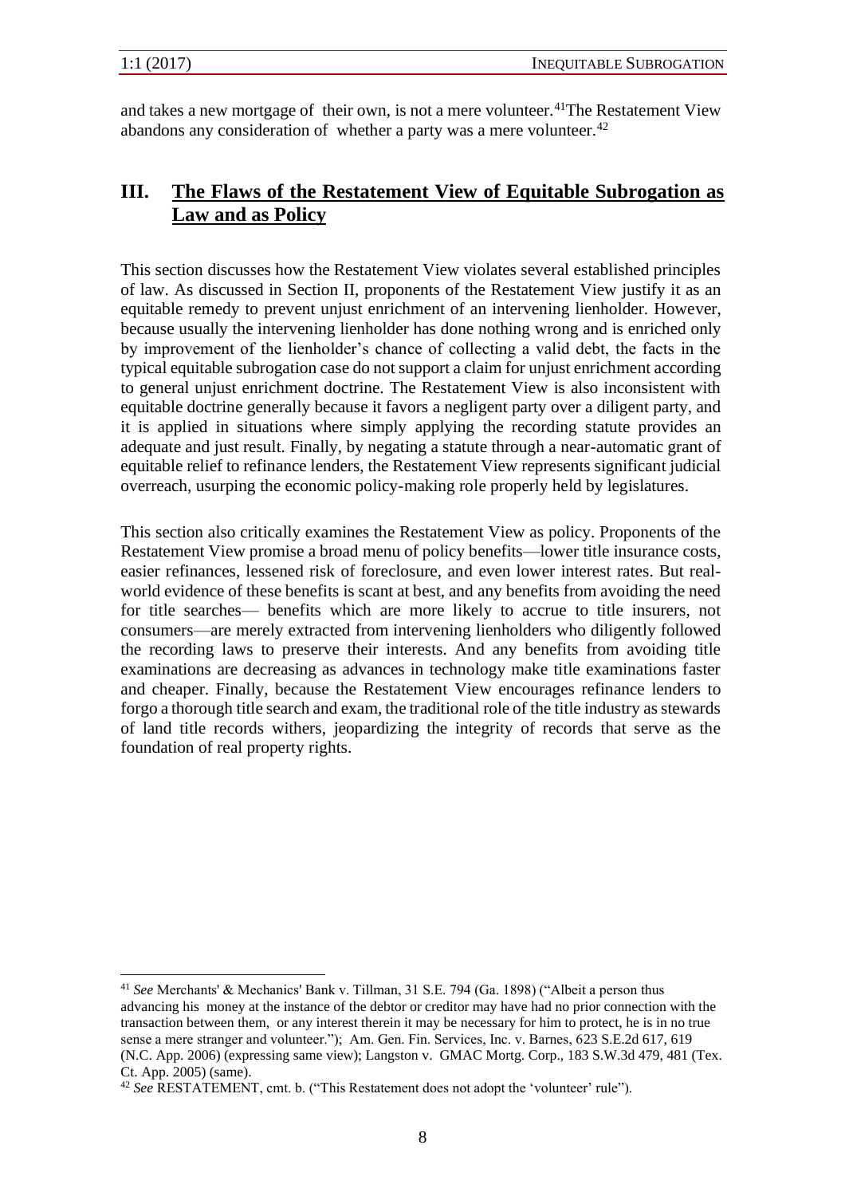and takes a new mortgage of their own, is not a mere volunteer.[41] The Restatement View abandons any consideration of whether a party was a mere volunteer.[42]

## III. The Flaws of the Restatement View of Equitable Subrogation as Law and as Policy

This section discusses how the Restatement View violates several established principles of law. As discussed in Section II, proponents of the Restatement View justify it as an equitable remedy to prevent unjust enrichment of an intervening lienholder. However, because usually the intervening lienholder has done nothing wrong and is enriched only by improvement of the lienholder's chance of collecting a valid debt, the facts in the typical equitable subrogation case do not support a claim for unjust enrichment according to general unjust enrichment doctrine. The Restatement View is also inconsistent with equitable doctrine generally because it favors a negligent party over a diligent party, and it is applied in situations where simply applying the recording statute provides an adequate and just result. Finally, by negating a statute through a near-automatic grant of equitable relief to refinance lenders, the Restatement View represents significant judicial overreach, usurping the economic policy-making role properly held by legislatures.

This section also critically examines the Restatement View as policy. Proponents of the Restatement View promise a broad menu of policy benefits—lower title insurance costs, easier refinances, lessened risk of foreclosure, and even lower interest rates. But real-world evidence of these benefits is scant at best, and any benefits from avoiding the need for title searches— benefits which are more likely to accrue to title insurers, not consumers—are merely extracted from intervening lienholders who diligently followed the recording laws to preserve their interests. And any benefits from avoiding title examinations are decreasing as advances in technology make title examinations faster and cheaper. Finally, because the Restatement View encourages refinance lenders to forgo a thorough title search and exam, the traditional role of the title industry as stewards of land title records withers, jeopardizing the integrity of records that serve as the foundation of real property rights.

---

[41] *See* Merchants' & Mechanics' Bank v. Tillman, 31 S.E. 794 (Ga. 1898) ("Albeit a person thus advancing his money at the instance of the debtor or creditor may have had no prior connection with the transaction between them, or any interest therein it may be necessary for him to protect, he is in no true sense a mere stranger and volunteer."); Am. Gen. Fin. Services, Inc. v. Barnes, 623 S.E.2d 617, 619 (N.C. App. 2006) (expressing same view); Langston v. GMAC Mortg. Corp., 183 S.W.3d 479, 481 (Tex. Ct. App. 2005) (same).

[42] *See* RESTATEMENT, cmt. b. ("This Restatement does not adopt the 'volunteer' rule").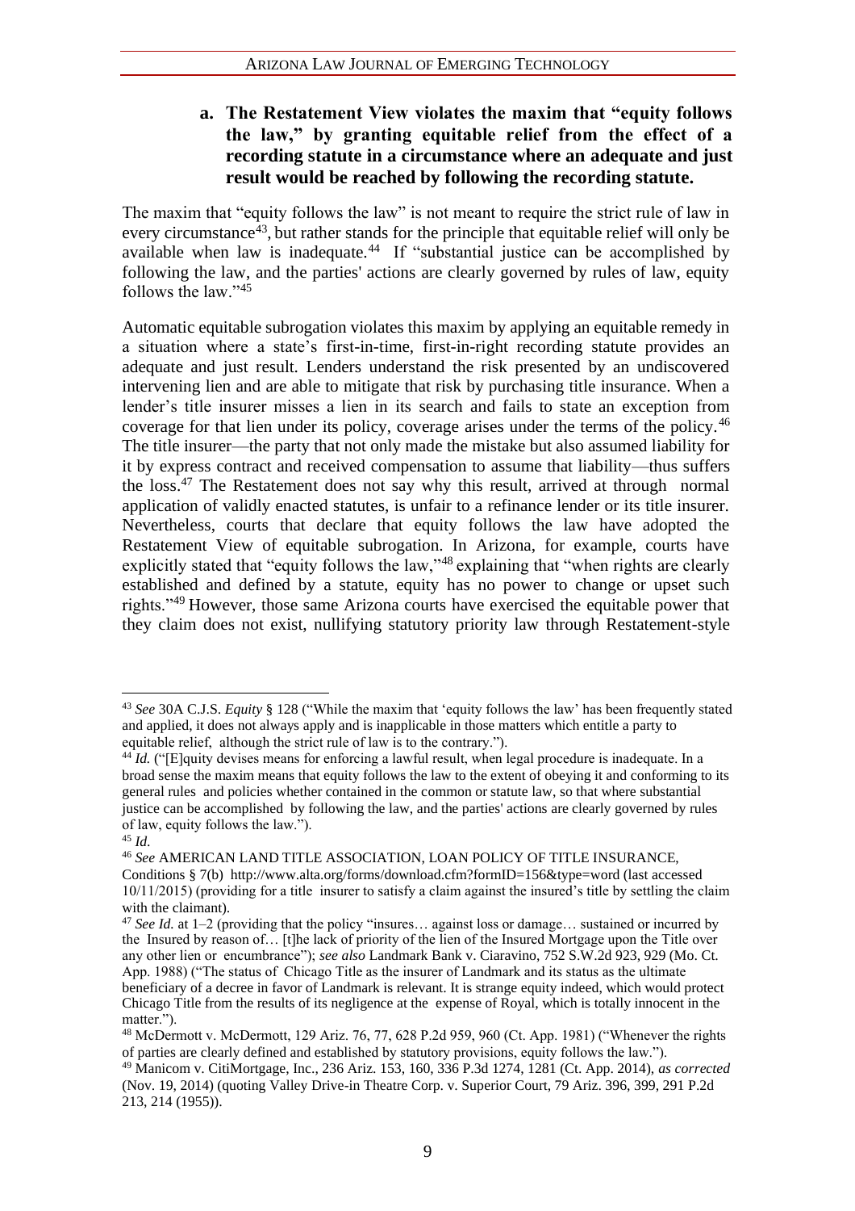### a. The Restatement View violates the maxim that "equity follows the law," by granting equitable relief from the effect of a recording statute in a circumstance where an adequate and just result would be reached by following the recording statute.

The maxim that "equity follows the law" is not meant to require the strict rule of law in every circumstance[43], but rather stands for the principle that equitable relief will only be available when law is inadequate.[44] If "substantial justice can be accomplished by following the law, and the parties' actions are clearly governed by rules of law, equity follows the law."[45]

Automatic equitable subrogation violates this maxim by applying an equitable remedy in a situation where a state's first-in-time, first-in-right recording statute provides an adequate and just result. Lenders understand the risk presented by an undiscovered intervening lien and are able to mitigate that risk by purchasing title insurance. When a lender's title insurer misses a lien in its search and fails to state an exception from coverage for that lien under its policy, coverage arises under the terms of the policy.[46] The title insurer—the party that not only made the mistake but also assumed liability for it by express contract and received compensation to assume that liability—thus suffers the loss.[47] The Restatement does not say why this result, arrived at through normal application of validly enacted statutes, is unfair to a refinance lender or its title insurer. Nevertheless, courts that declare that equity follows the law have adopted the Restatement View of equitable subrogation. In Arizona, for example, courts have explicitly stated that "equity follows the law,"[48] explaining that "when rights are clearly established and defined by a statute, equity has no power to change or upset such rights."[49] However, those same Arizona courts have exercised the equitable power that they claim does not exist, nullifying statutory priority law through Restatement-style

---

[43] *See* 30A C.J.S. *Equity* § 128 ("While the maxim that 'equity follows the law' has been frequently stated and applied, it does not always apply and is inapplicable in those matters which entitle a party to equitable relief, although the strict rule of law is to the contrary.").

[44] *Id.* ("[E]quity devises means for enforcing a lawful result, when legal procedure is inadequate. In a broad sense the maxim means that equity follows the law to the extent of obeying it and conforming to its general rules and policies whether contained in the common or statute law, so that where substantial justice can be accomplished by following the law, and the parties' actions are clearly governed by rules of law, equity follows the law.").

[45] *Id.*

[46] *See* AMERICAN LAND TITLE ASSOCIATION, LOAN POLICY OF TITLE INSURANCE, Conditions § 7(b) http://www.alta.org/forms/download.cfm?formID=156&type=word (last accessed 10/11/2015) (providing for a title insurer to satisfy a claim against the insured's title by settling the claim with the claimant).

[47] *See Id.* at 1–2 (providing that the policy "insures… against loss or damage… sustained or incurred by the Insured by reason of… [t]he lack of priority of the lien of the Insured Mortgage upon the Title over any other lien or encumbrance"); *see also* Landmark Bank v. Ciaravino, 752 S.W.2d 923, 929 (Mo. Ct. App. 1988) ("The status of Chicago Title as the insurer of Landmark and its status as the ultimate beneficiary of a decree in favor of Landmark is relevant. It is strange equity indeed, which would protect Chicago Title from the results of its negligence at the expense of Royal, which is totally innocent in the matter.").

[48] McDermott v. McDermott, 129 Ariz. 76, 77, 628 P.2d 959, 960 (Ct. App. 1981) ("Whenever the rights of parties are clearly defined and established by statutory provisions, equity follows the law.").

[49] Manicom v. CitiMortgage, Inc., 236 Ariz. 153, 160, 336 P.3d 1274, 1281 (Ct. App. 2014), *as corrected* (Nov. 19, 2014) (quoting Valley Drive-in Theatre Corp. v. Superior Court, 79 Ariz. 396, 399, 291 P.2d 213, 214 (1955)).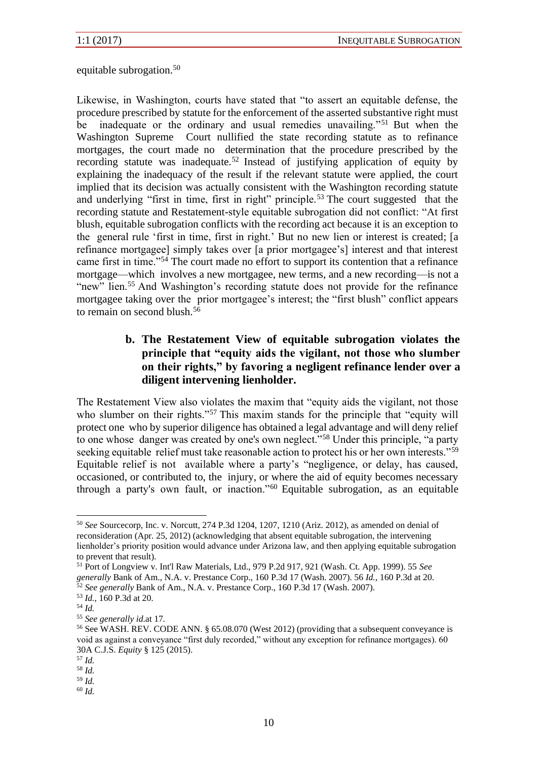equitable subrogation.[50]

Likewise, in Washington, courts have stated that "to assert an equitable defense, the procedure prescribed by statute for the enforcement of the asserted substantive right must be inadequate or the ordinary and usual remedies unavailing."[51] But when the Washington Supreme Court nullified the state recording statute as to refinance mortgages, the court made no determination that the procedure prescribed by the recording statute was inadequate.[52] Instead of justifying application of equity by explaining the inadequacy of the result if the relevant statute were applied, the court implied that its decision was actually consistent with the Washington recording statute and underlying "first in time, first in right" principle.[53] The court suggested that the recording statute and Restatement-style equitable subrogation did not conflict: "At first blush, equitable subrogation conflicts with the recording act because it is an exception to the general rule 'first in time, first in right.' But no new lien or interest is created; [a refinance mortgagee] simply takes over [a prior mortgagee's] interest and that interest came first in time."[54] The court made no effort to support its contention that a refinance mortgage—which involves a new mortgagee, new terms, and a new recording—is not a "new" lien.[55] And Washington's recording statute does not provide for the refinance mortgagee taking over the prior mortgagee's interest; the "first blush" conflict appears to remain on second blush.[56]

### b. The Restatement View of equitable subrogation violates the principle that "equity aids the vigilant, not those who slumber on their rights," by favoring a negligent refinance lender over a diligent intervening lienholder.

The Restatement View also violates the maxim that "equity aids the vigilant, not those who slumber on their rights."[57] This maxim stands for the principle that "equity will protect one who by superior diligence has obtained a legal advantage and will deny relief to one whose danger was created by one's own neglect."[58] Under this principle, "a party seeking equitable relief must take reasonable action to protect his or her own interests."[59] Equitable relief is not available where a party's "negligence, or delay, has caused, occasioned, or contributed to, the injury, or where the aid of equity becomes necessary through a party's own fault, or inaction."[60] Equitable subrogation, as an equitable

---

[50] *See* Sourcecorp, Inc. v. Norcutt, 274 P.3d 1204, 1207, 1210 (Ariz. 2012), as amended on denial of reconsideration (Apr. 25, 2012) (acknowledging that absent equitable subrogation, the intervening lienholder's priority position would advance under Arizona law, and then applying equitable subrogation to prevent that result).

[51] Port of Longview v. Int'l Raw Materials, Ltd., 979 P.2d 917, 921 (Wash. Ct. App. 1999). 55 *See generally* Bank of Am., N.A. v. Prestance Corp., 160 P.3d 17 (Wash. 2007). 56 *Id.*, 160 P.3d at 20.

[52] *See generally* Bank of Am., N.A. v. Prestance Corp., 160 P.3d 17 (Wash. 2007).

[53] *Id.*, 160 P.3d at 20.

[54] *Id.*

[55] *See generally id.*at 17.

[56] See WASH. REV. CODE ANN. § 65.08.070 (West 2012) (providing that a subsequent conveyance is void as against a conveyance "first duly recorded," without any exception for refinance mortgages). 60 30A C.J.S. *Equity* § 125 (2015).

[57] *Id.*

[58] *Id.*

[59] *Id.*

[60] *Id.*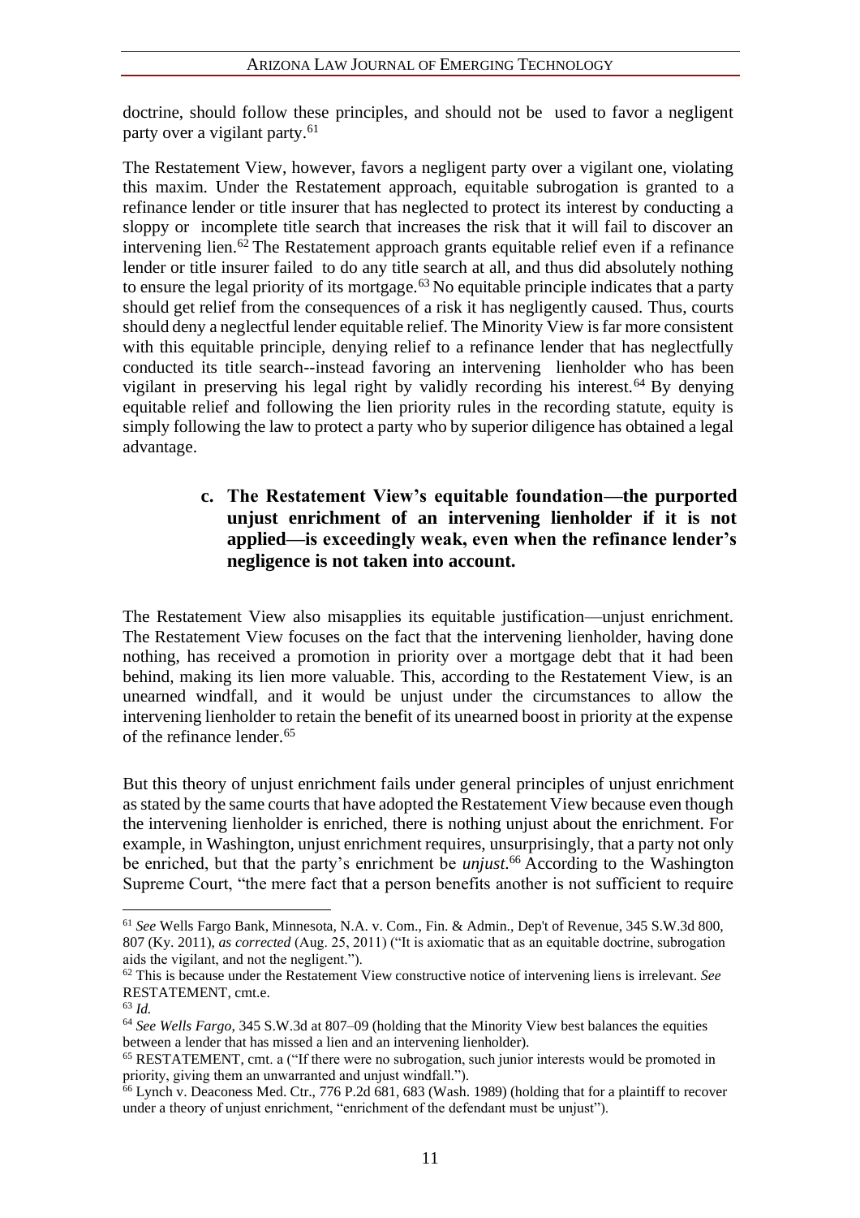doctrine, should follow these principles, and should not be used to favor a negligent party over a vigilant party.[61]

The Restatement View, however, favors a negligent party over a vigilant one, violating this maxim. Under the Restatement approach, equitable subrogation is granted to a refinance lender or title insurer that has neglected to protect its interest by conducting a sloppy or incomplete title search that increases the risk that it will fail to discover an intervening lien.[62] The Restatement approach grants equitable relief even if a refinance lender or title insurer failed to do any title search at all, and thus did absolutely nothing to ensure the legal priority of its mortgage.[63] No equitable principle indicates that a party should get relief from the consequences of a risk it has negligently caused. Thus, courts should deny a neglectful lender equitable relief. The Minority View is far more consistent with this equitable principle, denying relief to a refinance lender that has neglectfully conducted its title search--instead favoring an intervening lienholder who has been vigilant in preserving his legal right by validly recording his interest.[64] By denying equitable relief and following the lien priority rules in the recording statute, equity is simply following the law to protect a party who by superior diligence has obtained a legal advantage.

#### c. The Restatement View's equitable foundation—the purported unjust enrichment of an intervening lienholder if it is not applied—is exceedingly weak, even when the refinance lender's negligence is not taken into account.

The Restatement View also misapplies its equitable justification—unjust enrichment. The Restatement View focuses on the fact that the intervening lienholder, having done nothing, has received a promotion in priority over a mortgage debt that it had been behind, making its lien more valuable. This, according to the Restatement View, is an unearned windfall, and it would be unjust under the circumstances to allow the intervening lienholder to retain the benefit of its unearned boost in priority at the expense of the refinance lender.[65]

But this theory of unjust enrichment fails under general principles of unjust enrichment as stated by the same courts that have adopted the Restatement View because even though the intervening lienholder is enriched, there is nothing unjust about the enrichment. For example, in Washington, unjust enrichment requires, unsurprisingly, that a party not only be enriched, but that the party's enrichment be *unjust*.[66] According to the Washington Supreme Court, "the mere fact that a person benefits another is not sufficient to require

---

[61] *See* Wells Fargo Bank, Minnesota, N.A. v. Com., Fin. & Admin., Dep't of Revenue, 345 S.W.3d 800, 807 (Ky. 2011), *as corrected* (Aug. 25, 2011) ("It is axiomatic that as an equitable doctrine, subrogation aids the vigilant, and not the negligent.").

[62] This is because under the Restatement View constructive notice of intervening liens is irrelevant. *See* RESTATEMENT, cmt.e.

[63] *Id.*

[64] *See Wells Fargo*, 345 S.W.3d at 807–09 (holding that the Minority View best balances the equities between a lender that has missed a lien and an intervening lienholder).

[65] RESTATEMENT, cmt. a ("If there were no subrogation, such junior interests would be promoted in priority, giving them an unwarranted and unjust windfall.").

[66] Lynch v. Deaconess Med. Ctr., 776 P.2d 681, 683 (Wash. 1989) (holding that for a plaintiff to recover under a theory of unjust enrichment, "enrichment of the defendant must be unjust").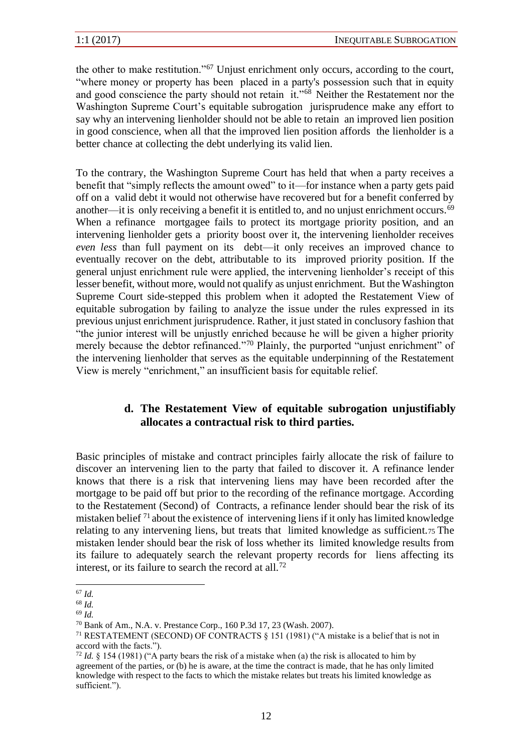the other to make restitution."[67] Unjust enrichment only occurs, according to the court, "where money or property has been placed in a party's possession such that in equity and good conscience the party should not retain it."[68] Neither the Restatement nor the Washington Supreme Court's equitable subrogation jurisprudence make any effort to say why an intervening lienholder should not be able to retain an improved lien position in good conscience, when all that the improved lien position affords the lienholder is a better chance at collecting the debt underlying its valid lien.

To the contrary, the Washington Supreme Court has held that when a party receives a benefit that "simply reflects the amount owed" to it—for instance when a party gets paid off on a valid debt it would not otherwise have recovered but for a benefit conferred by another—it is only receiving a benefit it is entitled to, and no unjust enrichment occurs.[69] When a refinance mortgagee fails to protect its mortgage priority position, and an intervening lienholder gets a priority boost over it, the intervening lienholder receives *even less* than full payment on its debt—it only receives an improved chance to eventually recover on the debt, attributable to its improved priority position. If the general unjust enrichment rule were applied, the intervening lienholder's receipt of this lesser benefit, without more, would not qualify as unjust enrichment. But the Washington Supreme Court side-stepped this problem when it adopted the Restatement View of equitable subrogation by failing to analyze the issue under the rules expressed in its previous unjust enrichment jurisprudence. Rather, it just stated in conclusory fashion that "the junior interest will be unjustly enriched because he will be given a higher priority merely because the debtor refinanced."[70] Plainly, the purported "unjust enrichment" of the intervening lienholder that serves as the equitable underpinning of the Restatement View is merely "enrichment," an insufficient basis for equitable relief.

#### d. The Restatement View of equitable subrogation unjustifiably allocates a contractual risk to third parties.

Basic principles of mistake and contract principles fairly allocate the risk of failure to discover an intervening lien to the party that failed to discover it. A refinance lender knows that there is a risk that intervening liens may have been recorded after the mortgage to be paid off but prior to the recording of the refinance mortgage. According to the Restatement (Second) of Contracts, a refinance lender should bear the risk of its mistaken belief [71] about the existence of intervening liens if it only has limited knowledge relating to any intervening liens, but treats that limited knowledge as sufficient.[75] The mistaken lender should bear the risk of loss whether its limited knowledge results from its failure to adequately search the relevant property records for liens affecting its interest, or its failure to search the record at all.[72]

---

[67] *Id.*

[68] *Id.*

[69] *Id.*

[70] Bank of Am., N.A. v. Prestance Corp., 160 P.3d 17, 23 (Wash. 2007).

[71] RESTATEMENT (SECOND) OF CONTRACTS § 151 (1981) ("A mistake is a belief that is not in accord with the facts.").

[72] *Id.* § 154 (1981) ("A party bears the risk of a mistake when (a) the risk is allocated to him by agreement of the parties, or (b) he is aware, at the time the contract is made, that he has only limited knowledge with respect to the facts to which the mistake relates but treats his limited knowledge as sufficient.").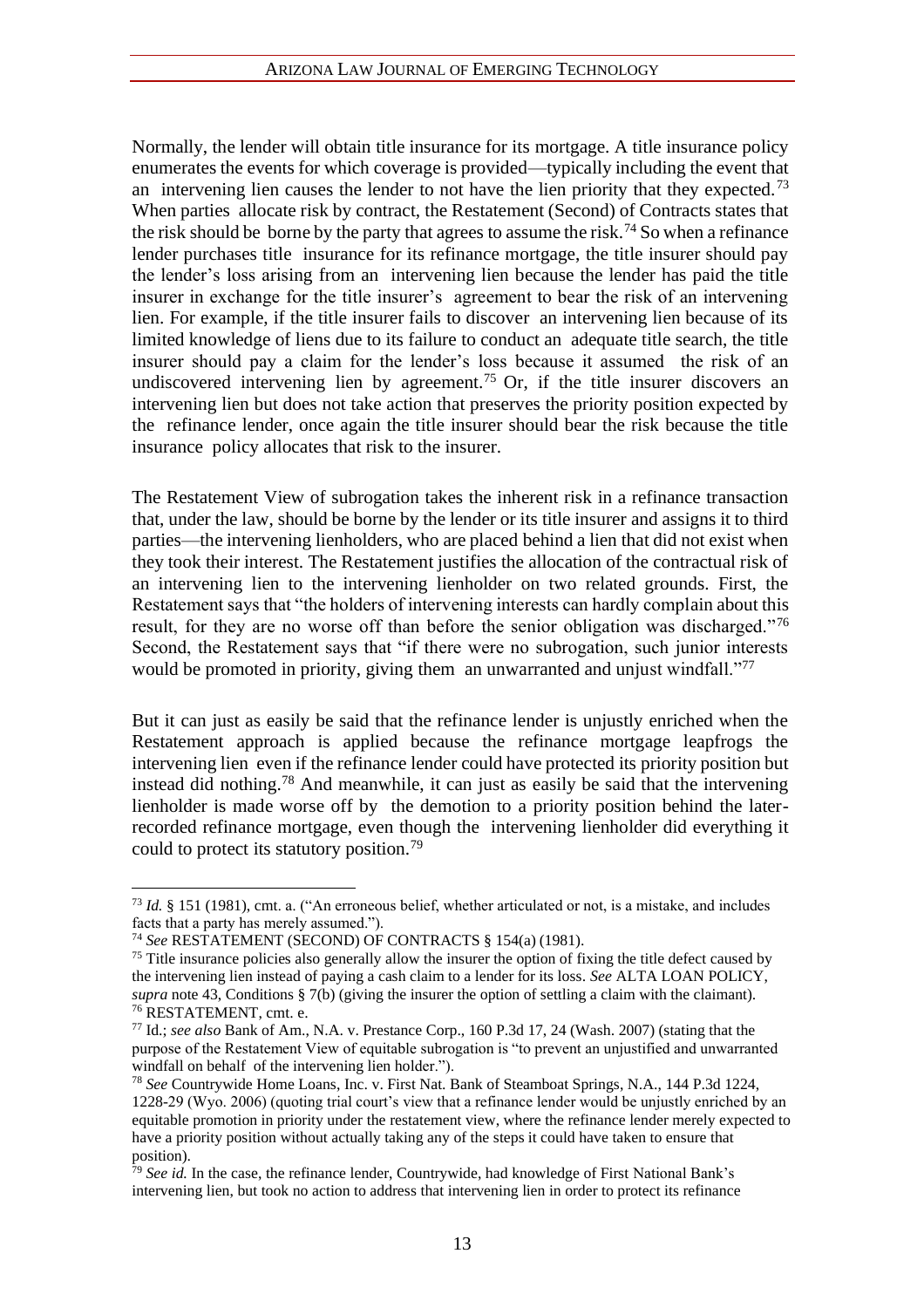Normally, the lender will obtain title insurance for its mortgage. A title insurance policy enumerates the events for which coverage is provided—typically including the event that an intervening lien causes the lender to not have the lien priority that they expected.[73] When parties allocate risk by contract, the Restatement (Second) of Contracts states that the risk should be borne by the party that agrees to assume the risk.[74] So when a refinance lender purchases title insurance for its refinance mortgage, the title insurer should pay the lender's loss arising from an intervening lien because the lender has paid the title insurer in exchange for the title insurer's agreement to bear the risk of an intervening lien. For example, if the title insurer fails to discover an intervening lien because of its limited knowledge of liens due to its failure to conduct an adequate title search, the title insurer should pay a claim for the lender's loss because it assumed the risk of an undiscovered intervening lien by agreement.[75] Or, if the title insurer discovers an intervening lien but does not take action that preserves the priority position expected by the refinance lender, once again the title insurer should bear the risk because the title insurance policy allocates that risk to the insurer.

The Restatement View of subrogation takes the inherent risk in a refinance transaction that, under the law, should be borne by the lender or its title insurer and assigns it to third parties—the intervening lienholders, who are placed behind a lien that did not exist when they took their interest. The Restatement justifies the allocation of the contractual risk of an intervening lien to the intervening lienholder on two related grounds. First, the Restatement says that "the holders of intervening interests can hardly complain about this result, for they are no worse off than before the senior obligation was discharged."[76] Second, the Restatement says that "if there were no subrogation, such junior interests would be promoted in priority, giving them an unwarranted and unjust windfall."[77]

But it can just as easily be said that the refinance lender is unjustly enriched when the Restatement approach is applied because the refinance mortgage leapfrogs the intervening lien even if the refinance lender could have protected its priority position but instead did nothing.[78] And meanwhile, it can just as easily be said that the intervening lienholder is made worse off by the demotion to a priority position behind the later-recorded refinance mortgage, even though the intervening lienholder did everything it could to protect its statutory position.[79]

---

[73] *Id.* § 151 (1981), cmt. a. ("An erroneous belief, whether articulated or not, is a mistake, and includes facts that a party has merely assumed.").

[74] *See* RESTATEMENT (SECOND) OF CONTRACTS § 154(a) (1981).

[75] Title insurance policies also generally allow the insurer the option of fixing the title defect caused by the intervening lien instead of paying a cash claim to a lender for its loss. *See* ALTA LOAN POLICY, *supra* note 43, Conditions § 7(b) (giving the insurer the option of settling a claim with the claimant).

[76] RESTATEMENT, cmt. e.

[77] Id.; *see also* Bank of Am., N.A. v. Prestance Corp., 160 P.3d 17, 24 (Wash. 2007) (stating that the purpose of the Restatement View of equitable subrogation is "to prevent an unjustified and unwarranted windfall on behalf of the intervening lien holder.").

[78] *See* Countrywide Home Loans, Inc. v. First Nat. Bank of Steamboat Springs, N.A., 144 P.3d 1224, 1228-29 (Wyo. 2006) (quoting trial court's view that a refinance lender would be unjustly enriched by an equitable promotion in priority under the restatement view, where the refinance lender merely expected to have a priority position without actually taking any of the steps it could have taken to ensure that position).

[79] *See id.* In the case, the refinance lender, Countrywide, had knowledge of First National Bank's intervening lien, but took no action to address that intervening lien in order to protect its refinance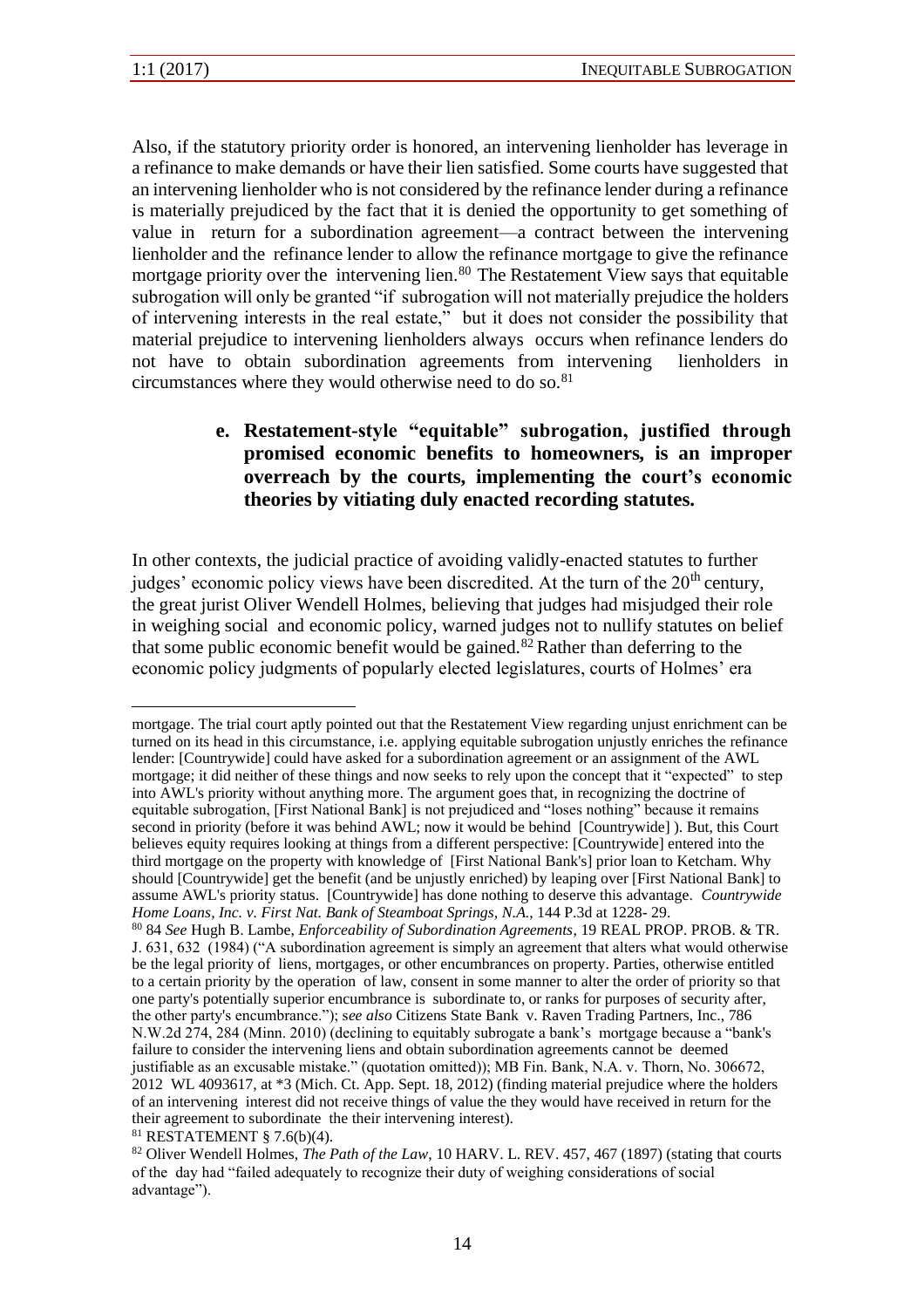Also, if the statutory priority order is honored, an intervening lienholder has leverage in a refinance to make demands or have their lien satisfied. Some courts have suggested that an intervening lienholder who is not considered by the refinance lender during a refinance is materially prejudiced by the fact that it is denied the opportunity to get something of value in return for a subordination agreement—a contract between the intervening lienholder and the refinance lender to allow the refinance mortgage to give the refinance mortgage priority over the intervening lien.[80] The Restatement View says that equitable subrogation will only be granted "if subrogation will not materially prejudice the holders of intervening interests in the real estate," but it does not consider the possibility that material prejudice to intervening lienholders always occurs when refinance lenders do not have to obtain subordination agreements from intervening lienholders in circumstances where they would otherwise need to do so.[81]

**e. Restatement-style "equitable" subrogation, justified through promised economic benefits to homeowners, is an improper overreach by the courts, implementing the court's economic theories by vitiating duly enacted recording statutes.**

In other contexts, the judicial practice of avoiding validly-enacted statutes to further judges' economic policy views have been discredited. At the turn of the 20th century, the great jurist Oliver Wendell Holmes, believing that judges had misjudged their role in weighing social and economic policy, warned judges not to nullify statutes on belief that some public economic benefit would be gained.[82] Rather than deferring to the economic policy judgments of popularly elected legislatures, courts of Holmes' era

---

mortgage. The trial court aptly pointed out that the Restatement View regarding unjust enrichment can be turned on its head in this circumstance, i.e. applying equitable subrogation unjustly enriches the refinance lender: [Countrywide] could have asked for a subordination agreement or an assignment of the AWL mortgage; it did neither of these things and now seeks to rely upon the concept that it "expected" to step into AWL's priority without anything more. The argument goes that, in recognizing the doctrine of equitable subrogation, [First National Bank] is not prejudiced and "loses nothing" because it remains second in priority (before it was behind AWL; now it would be behind [Countrywide] ). But, this Court believes equity requires looking at things from a different perspective: [Countrywide] entered into the third mortgage on the property with knowledge of [First National Bank's] prior loan to Ketcham. Why should [Countrywide] get the benefit (and be unjustly enriched) by leaping over [First National Bank] to assume AWL's priority status. [Countrywide] has done nothing to deserve this advantage. *Countrywide Home Loans, Inc. v. First Nat. Bank of Steamboat Springs, N.A.*, 144 P.3d at 1228- 29.

[80] 84 *See* Hugh B. Lambe, *Enforceability of Subordination Agreements*, 19 REAL PROP. PROB. & TR. J. 631, 632 (1984) ("A subordination agreement is simply an agreement that alters what would otherwise be the legal priority of liens, mortgages, or other encumbrances on property. Parties, otherwise entitled to a certain priority by the operation of law, consent in some manner to alter the order of priority so that one party's potentially superior encumbrance is subordinate to, or ranks for purposes of security after, the other party's encumbrance."); s*ee also* Citizens State Bank v. Raven Trading Partners, Inc., 786 N.W.2d 274, 284 (Minn. 2010) (declining to equitably subrogate a bank's mortgage because a "bank's failure to consider the intervening liens and obtain subordination agreements cannot be deemed justifiable as an excusable mistake." (quotation omitted)); MB Fin. Bank, N.A. v. Thorn, No. 306672, 2012 WL 4093617, at *3 (Mich. Ct. App. Sept. 18, 2012) (finding material prejudice where the holders of an intervening interest did not receive things of value the they would have received in return for the their agreement to subordinate the their intervening interest).

[81] RESTATEMENT § 7.6(b)(4).

[82] Oliver Wendell Holmes, *The Path of the Law*, 10 HARV. L. REV. 457, 467 (1897) (stating that courts of the day had "failed adequately to recognize their duty of weighing considerations of social advantage").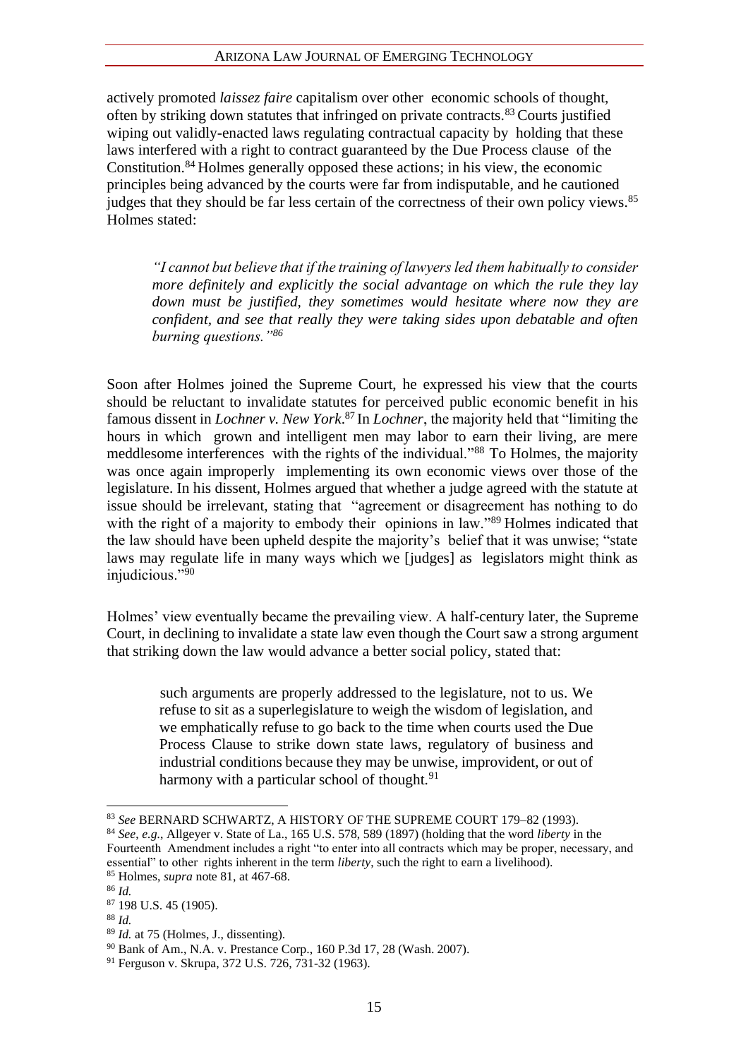actively promoted *laissez faire* capitalism over other economic schools of thought, often by striking down statutes that infringed on private contracts.[83] Courts justified wiping out validly-enacted laws regulating contractual capacity by holding that these laws interfered with a right to contract guaranteed by the Due Process clause of the Constitution.[84] Holmes generally opposed these actions; in his view, the economic principles being advanced by the courts were far from indisputable, and he cautioned judges that they should be far less certain of the correctness of their own policy views.[85] Holmes stated:

> *"I cannot but believe that if the training of lawyers led them habitually to consider more definitely and explicitly the social advantage on which the rule they lay down must be justified, they sometimes would hesitate where now they are confident, and see that really they were taking sides upon debatable and often burning questions."*[86]

Soon after Holmes joined the Supreme Court, he expressed his view that the courts should be reluctant to invalidate statutes for perceived public economic benefit in his famous dissent in *Lochner v. New York*.[87] In *Lochner*, the majority held that "limiting the hours in which grown and intelligent men may labor to earn their living, are mere meddlesome interferences with the rights of the individual."[88] To Holmes, the majority was once again improperly implementing its own economic views over those of the legislature. In his dissent, Holmes argued that whether a judge agreed with the statute at issue should be irrelevant, stating that "agreement or disagreement has nothing to do with the right of a majority to embody their opinions in law."[89] Holmes indicated that the law should have been upheld despite the majority's belief that it was unwise; "state laws may regulate life in many ways which we [judges] as legislators might think as injudicious."[90]

Holmes' view eventually became the prevailing view. A half-century later, the Supreme Court, in declining to invalidate a state law even though the Court saw a strong argument that striking down the law would advance a better social policy, stated that:

> such arguments are properly addressed to the legislature, not to us. We refuse to sit as a superlegislature to weigh the wisdom of legislation, and we emphatically refuse to go back to the time when courts used the Due Process Clause to strike down state laws, regulatory of business and industrial conditions because they may be unwise, improvident, or out of harmony with a particular school of thought.[91]

---

[83] *See* BERNARD SCHWARTZ, A HISTORY OF THE SUPREME COURT 179–82 (1993).

[84] *See*, *e.g.*, Allgeyer v. State of La., 165 U.S. 578, 589 (1897) (holding that the word *liberty* in the Fourteenth Amendment includes a right "to enter into all contracts which may be proper, necessary, and essential" to other rights inherent in the term *liberty*, such the right to earn a livelihood).

[85] Holmes, *supra* note 81, at 467-68.

[86] *Id.*

[87] 198 U.S. 45 (1905).

[88] *Id.*

[89] *Id.* at 75 (Holmes, J., dissenting).

[90] Bank of Am., N.A. v. Prestance Corp., 160 P.3d 17, 28 (Wash. 2007).

[91] Ferguson v. Skrupa, 372 U.S. 726, 731-32 (1963).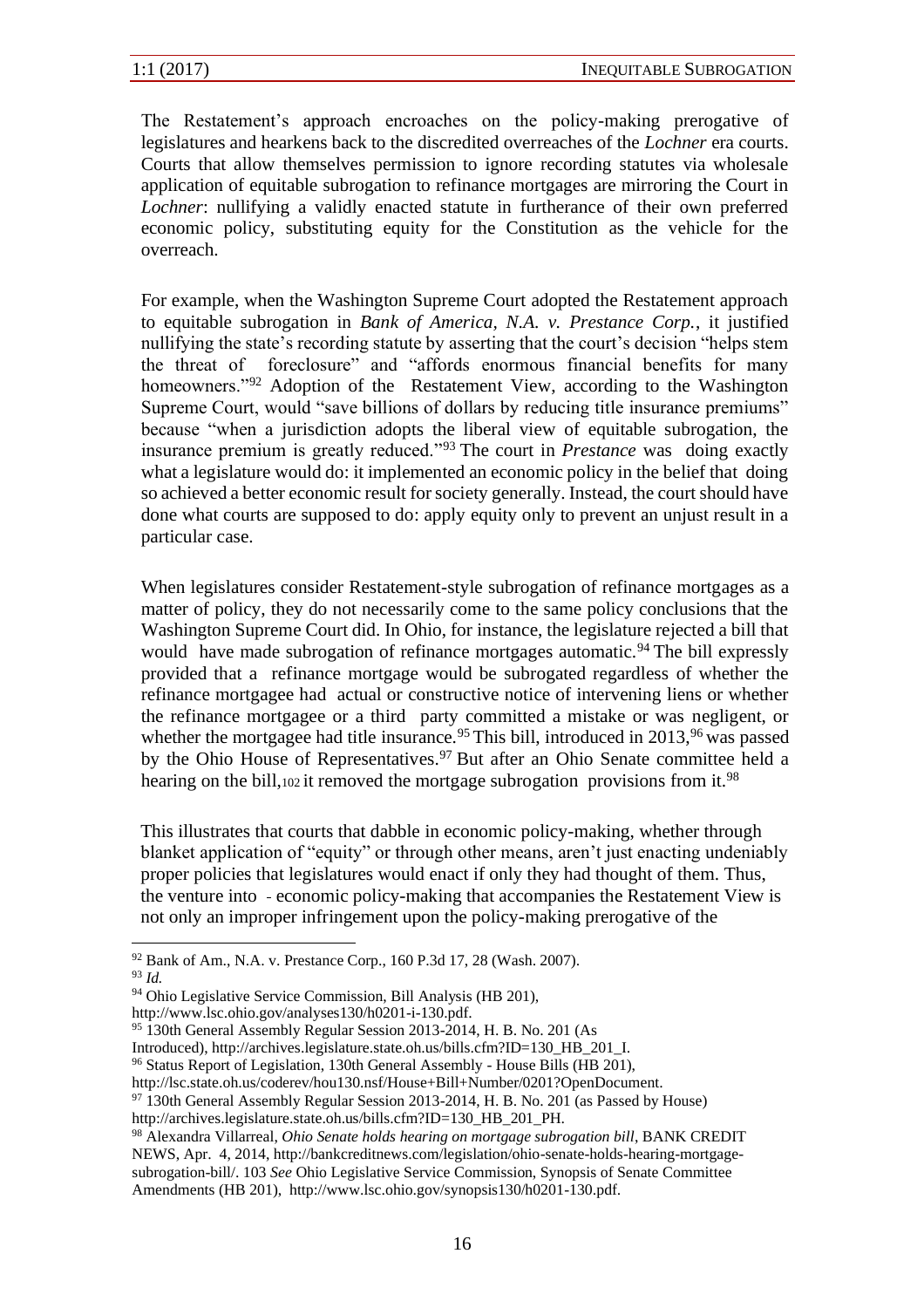The Restatement's approach encroaches on the policy-making prerogative of legislatures and hearkens back to the discredited overreaches of the *Lochner* era courts. Courts that allow themselves permission to ignore recording statutes via wholesale application of equitable subrogation to refinance mortgages are mirroring the Court in *Lochner*: nullifying a validly enacted statute in furtherance of their own preferred economic policy, substituting equity for the Constitution as the vehicle for the overreach.

For example, when the Washington Supreme Court adopted the Restatement approach to equitable subrogation in *Bank of America, N.A. v. Prestance Corp.*, it justified nullifying the state's recording statute by asserting that the court's decision "helps stem the threat of foreclosure" and "affords enormous financial benefits for many homeowners."[92] Adoption of the Restatement View, according to the Washington Supreme Court, would "save billions of dollars by reducing title insurance premiums" because "when a jurisdiction adopts the liberal view of equitable subrogation, the insurance premium is greatly reduced."[93] The court in *Prestance* was doing exactly what a legislature would do: it implemented an economic policy in the belief that doing so achieved a better economic result for society generally. Instead, the court should have done what courts are supposed to do: apply equity only to prevent an unjust result in a particular case.

When legislatures consider Restatement-style subrogation of refinance mortgages as a matter of policy, they do not necessarily come to the same policy conclusions that the Washington Supreme Court did. In Ohio, for instance, the legislature rejected a bill that would have made subrogation of refinance mortgages automatic.[94] The bill expressly provided that a refinance mortgage would be subrogated regardless of whether the refinance mortgagee had actual or constructive notice of intervening liens or whether the refinance mortgagee or a third party committed a mistake or was negligent, or whether the mortgagee had title insurance.[95] This bill, introduced in 2013,[96] was passed by the Ohio House of Representatives.[97] But after an Ohio Senate committee held a hearing on the bill,[102] it removed the mortgage subrogation provisions from it.[98]

This illustrates that courts that dabble in economic policy-making, whether through blanket application of "equity" or through other means, aren't just enacting undeniably proper policies that legislatures would enact if only they had thought of them. Thus, the venture into - economic policy-making that accompanies the Restatement View is not only an improper infringement upon the policy-making prerogative of the

---

[92] Bank of Am., N.A. v. Prestance Corp., 160 P.3d 17, 28 (Wash. 2007).

[93] *Id.*

[94] Ohio Legislative Service Commission, Bill Analysis (HB 201), http://www.lsc.ohio.gov/analyses130/h0201-i-130.pdf.

[95] 130th General Assembly Regular Session 2013-2014, H. B. No. 201 (As Introduced), http://archives.legislature.state.oh.us/bills.cfm?ID=130_HB_201_I.

[96] Status Report of Legislation, 130th General Assembly - House Bills (HB 201), http://lsc.state.oh.us/coderev/hou130.nsf/House+Bill+Number/0201?OpenDocument.

[97] 130th General Assembly Regular Session 2013-2014, H. B. No. 201 (as Passed by House) http://archives.legislature.state.oh.us/bills.cfm?ID=130_HB_201_PH.

[98] Alexandra Villarreal, *Ohio Senate holds hearing on mortgage subrogation bill*, BANK CREDIT NEWS, Apr. 4, 2014, http://bankcreditnews.com/legislation/ohio-senate-holds-hearing-mortgage-subrogation-bill/. 103 *See* Ohio Legislative Service Commission, Synopsis of Senate Committee Amendments (HB 201), http://www.lsc.ohio.gov/synopsis130/h0201-130.pdf.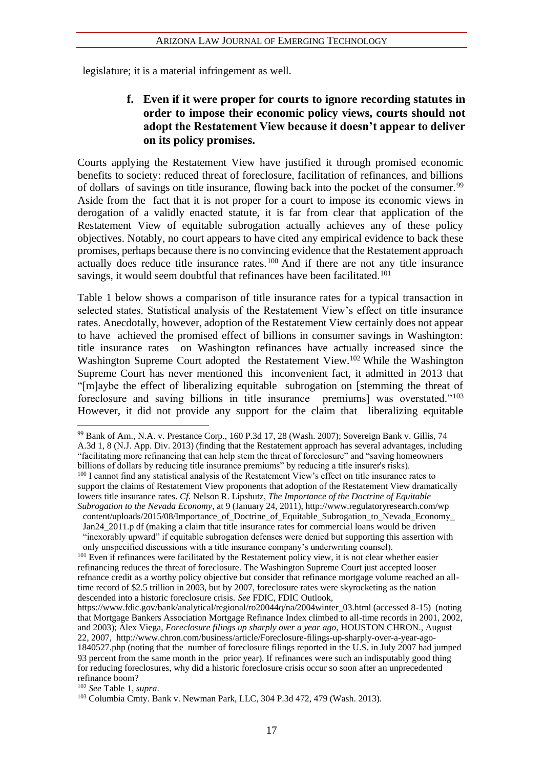legislature; it is a material infringement as well.

#### f. Even if it were proper for courts to ignore recording statutes in order to impose their economic policy views, courts should not adopt the Restatement View because it doesn't appear to deliver on its policy promises.

Courts applying the Restatement View have justified it through promised economic benefits to society: reduced threat of foreclosure, facilitation of refinances, and billions of dollars of savings on title insurance, flowing back into the pocket of the consumer.[99] Aside from the fact that it is not proper for a court to impose its economic views in derogation of a validly enacted statute, it is far from clear that application of the Restatement View of equitable subrogation actually achieves any of these policy objectives. Notably, no court appears to have cited any empirical evidence to back these promises, perhaps because there is no convincing evidence that the Restatement approach actually does reduce title insurance rates.[100] And if there are not any title insurance savings, it would seem doubtful that refinances have been facilitated.[101]

Table 1 below shows a comparison of title insurance rates for a typical transaction in selected states. Statistical analysis of the Restatement View's effect on title insurance rates. Anecdotally, however, adoption of the Restatement View certainly does not appear to have achieved the promised effect of billions in consumer savings in Washington: title insurance rates on Washington refinances have actually increased since the Washington Supreme Court adopted the Restatement View.[102] While the Washington Supreme Court has never mentioned this inconvenient fact, it admitted in 2013 that "[m]aybe the effect of liberalizing equitable subrogation on [stemming the threat of foreclosure and saving billions in title insurance premiums] was overstated."[103] However, it did not provide any support for the claim that liberalizing equitable

---

[99] Bank of Am., N.A. v. Prestance Corp., 160 P.3d 17, 28 (Wash. 2007); Sovereign Bank v. Gillis, 74 A.3d 1, 8 (N.J. App. Div. 2013) (finding that the Restatement approach has several advantages, including "facilitating more refinancing that can help stem the threat of foreclosure" and "saving homeowners billions of dollars by reducing title insurance premiums" by reducing a title insurer's risks).

[100] I cannot find any statistical analysis of the Restatement View's effect on title insurance rates to support the claims of Restatement View proponents that adoption of the Restatement View dramatically lowers title insurance rates. *Cf.* Nelson R. Lipshutz, *The Importance of the Doctrine of Equitable Subrogation to the Nevada Economy*, at 9 (January 24, 2011), http://www.regulatoryresearch.com/wp content/uploads/2015/08/Importance_of_Doctrine_of_Equitable_Subrogation_to_Nevada_Economy_ Jan24_2011.p df (making a claim that title insurance rates for commercial loans would be driven "inexorably upward" if equitable subrogation defenses were denied but supporting this assertion with only unspecified discussions with a title insurance company's underwriting counsel).

[101] Even if refinances were facilitated by the Restatement policy view, it is not clear whether easier refinancing reduces the threat of foreclosure. The Washington Supreme Court just accepted looser refnance credit as a worthy policy objective but consider that refinance mortgage volume reached an all-time record of $2.5 trillion in 2003, but by 2007, foreclosure rates were skyrocketing as the nation descended into a historic foreclosure crisis. *See* FDIC, FDIC Outlook, https://www.fdic.gov/bank/analytical/regional/ro20044q/na/2004winter_03.html (accessed 8-15) (noting that Mortgage Bankers Association Mortgage Refinance Index climbed to all-time records in 2001, 2002, and 2003); Alex Viega, *Foreclosure filings up sharply over a year ago*, HOUSTON CHRON., August 22, 2007, http://www.chron.com/business/article/Foreclosure-filings-up-sharply-over-a-year-ago-1840527.php (noting that the number of foreclosure filings reported in the U.S. in July 2007 had jumped 93 percent from the same month in the prior year). If refinances were such an indisputably good thing for reducing foreclosures, why did a historic foreclosure crisis occur so soon after an unprecedented refinance boom?

[102] *See* Table 1, *supra*.

[103] Columbia Cmty. Bank v. Newman Park, LLC, 304 P.3d 472, 479 (Wash. 2013).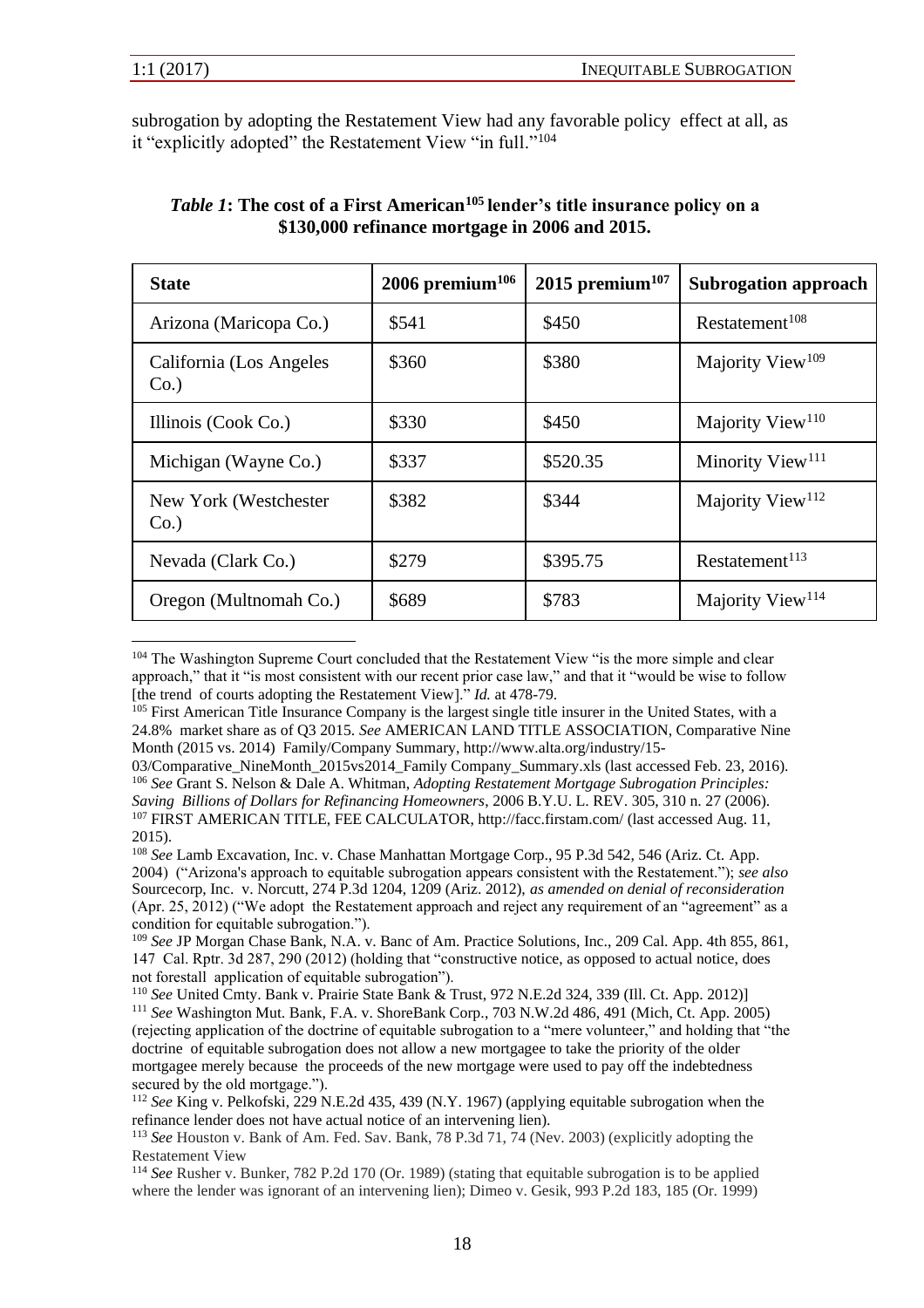subrogation by adopting the Restatement View had any favorable policy effect at all, as it "explicitly adopted" the Restatement View "in full."[104]

***Table 1*: The cost of a First American[105] lender's title insurance policy on a $130,000 refinance mortgage in 2006 and 2015.**

| State | 2006 premium[106] | 2015 premium[107] | Subrogation approach |
|---|---|---|---|
| Arizona (Maricopa Co.) | $541 | $450 | Restatement[108] |
| California (Los Angeles Co.) | $360 | $380 | Majority View[109] |
| Illinois (Cook Co.) | $330 | $450 | Majority View[110] |
| Michigan (Wayne Co.) | $337 | $520.35 | Minority View[111] |
| New York (Westchester Co.) | $382 | $344 | Majority View[112] |
| Nevada (Clark Co.) | $279 | $395.75 | Restatement[113] |
| Oregon (Multnomah Co.) | $689 | $783 | Majority View[114] |

---

[104] The Washington Supreme Court concluded that the Restatement View "is the more simple and clear approach," that it "is most consistent with our recent prior case law," and that it "would be wise to follow [the trend of courts adopting the Restatement View]." *Id.* at 478-79.

[105] First American Title Insurance Company is the largest single title insurer in the United States, with a 24.8% market share as of Q3 2015. *See* AMERICAN LAND TITLE ASSOCIATION, Comparative Nine Month (2015 vs. 2014) Family/Company Summary, http://www.alta.org/industry/15-03/Comparative_NineMonth_2015vs2014_Family Company_Summary.xls (last accessed Feb. 23, 2016).

[106] *See* Grant S. Nelson & Dale A. Whitman, *Adopting Restatement Mortgage Subrogation Principles: Saving Billions of Dollars for Refinancing Homeowners*, 2006 B.Y.U. L. REV. 305, 310 n. 27 (2006).

[107] FIRST AMERICAN TITLE, FEE CALCULATOR, http://facc.firstam.com/ (last accessed Aug. 11, 2015).

[108] *See* Lamb Excavation, Inc. v. Chase Manhattan Mortgage Corp., 95 P.3d 542, 546 (Ariz. Ct. App. 2004) ("Arizona's approach to equitable subrogation appears consistent with the Restatement."); *see also* Sourcecorp, Inc. v. Norcutt, 274 P.3d 1204, 1209 (Ariz. 2012), *as amended on denial of reconsideration* (Apr. 25, 2012) ("We adopt the Restatement approach and reject any requirement of an "agreement" as a condition for equitable subrogation.").

[109] *See* JP Morgan Chase Bank, N.A. v. Banc of Am. Practice Solutions, Inc., 209 Cal. App. 4th 855, 861, 147 Cal. Rptr. 3d 287, 290 (2012) (holding that "constructive notice, as opposed to actual notice, does not forestall application of equitable subrogation").

[110] *See* United Cmty. Bank v. Prairie State Bank & Trust, 972 N.E.2d 324, 339 (Ill. Ct. App. 2012)]

[111] *See* Washington Mut. Bank, F.A. v. ShoreBank Corp., 703 N.W.2d 486, 491 (Mich, Ct. App. 2005) (rejecting application of the doctrine of equitable subrogation to a "mere volunteer," and holding that "the doctrine of equitable subrogation does not allow a new mortgagee to take the priority of the older mortgagee merely because the proceeds of the new mortgage were used to pay off the indebtedness secured by the old mortgage.").

[112] *See* King v. Pelkofski, 229 N.E.2d 435, 439 (N.Y. 1967) (applying equitable subrogation when the refinance lender does not have actual notice of an intervening lien).

[113] *See* Houston v. Bank of Am. Fed. Sav. Bank, 78 P.3d 71, 74 (Nev. 2003) (explicitly adopting the Restatement View

[114] *See* Rusher v. Bunker, 782 P.2d 170 (Or. 1989) (stating that equitable subrogation is to be applied where the lender was ignorant of an intervening lien); Dimeo v. Gesik, 993 P.2d 183, 185 (Or. 1999)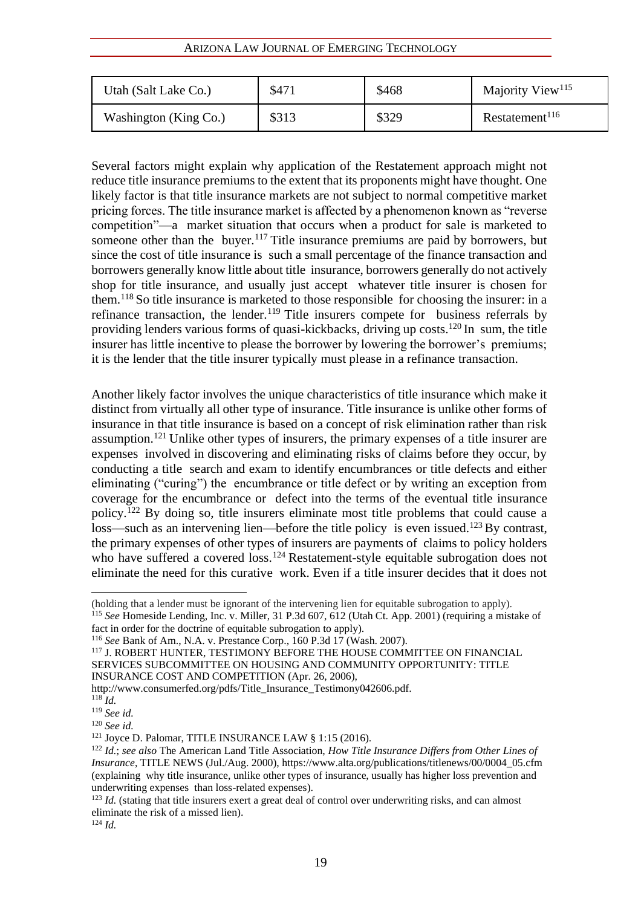| Utah (Salt Lake Co.) | $471 | $468 | Majority View[115] |
|---|---|---|---|
| Washington (King Co.) | $313 | $329 | Restatement[116] |

Several factors might explain why application of the Restatement approach might not reduce title insurance premiums to the extent that its proponents might have thought. One likely factor is that title insurance markets are not subject to normal competitive market pricing forces. The title insurance market is affected by a phenomenon known as "reverse competition"—a market situation that occurs when a product for sale is marketed to someone other than the buyer.[117] Title insurance premiums are paid by borrowers, but since the cost of title insurance is such a small percentage of the finance transaction and borrowers generally know little about title insurance, borrowers generally do not actively shop for title insurance, and usually just accept whatever title insurer is chosen for them.[118] So title insurance is marketed to those responsible for choosing the insurer: in a refinance transaction, the lender.[119] Title insurers compete for business referrals by providing lenders various forms of quasi-kickbacks, driving up costs.[120] In sum, the title insurer has little incentive to please the borrower by lowering the borrower's premiums; it is the lender that the title insurer typically must please in a refinance transaction.

Another likely factor involves the unique characteristics of title insurance which make it distinct from virtually all other type of insurance. Title insurance is unlike other forms of insurance in that title insurance is based on a concept of risk elimination rather than risk assumption.[121] Unlike other types of insurers, the primary expenses of a title insurer are expenses involved in discovering and eliminating risks of claims before they occur, by conducting a title search and exam to identify encumbrances or title defects and either eliminating ("curing") the encumbrance or title defect or by writing an exception from coverage for the encumbrance or defect into the terms of the eventual title insurance policy.[122] By doing so, title insurers eliminate most title problems that could cause a loss—such as an intervening lien—before the title policy is even issued.[123] By contrast, the primary expenses of other types of insurers are payments of claims to policy holders who have suffered a covered loss.[124] Restatement-style equitable subrogation does not eliminate the need for this curative work. Even if a title insurer decides that it does not

---

(holding that a lender must be ignorant of the intervening lien for equitable subrogation to apply).

[115] *See* Homeside Lending, Inc. v. Miller, 31 P.3d 607, 612 (Utah Ct. App. 2001) (requiring a mistake of fact in order for the doctrine of equitable subrogation to apply).

[116] *See* Bank of Am., N.A. v. Prestance Corp., 160 P.3d 17 (Wash. 2007).

[117] J. ROBERT HUNTER, TESTIMONY BEFORE THE HOUSE COMMITTEE ON FINANCIAL SERVICES SUBCOMMITTEE ON HOUSING AND COMMUNITY OPPORTUNITY: TITLE INSURANCE COST AND COMPETITION (Apr. 26, 2006), http://www.consumerfed.org/pdfs/Title_Insurance_Testimony042606.pdf.

[118] *Id.*

[119] *See id.*

[120] *See id.*

[121] Joyce D. Palomar, TITLE INSURANCE LAW § 1:15 (2016).

[122] *Id.*; *see also* The American Land Title Association, *How Title Insurance Differs from Other Lines of Insurance*, TITLE NEWS (Jul./Aug. 2000), https://www.alta.org/publications/titlenews/00/0004_05.cfm (explaining why title insurance, unlike other types of insurance, usually has higher loss prevention and underwriting expenses than loss-related expenses).

[123] *Id.* (stating that title insurers exert a great deal of control over underwriting risks, and can almost eliminate the risk of a missed lien).

[124] *Id.*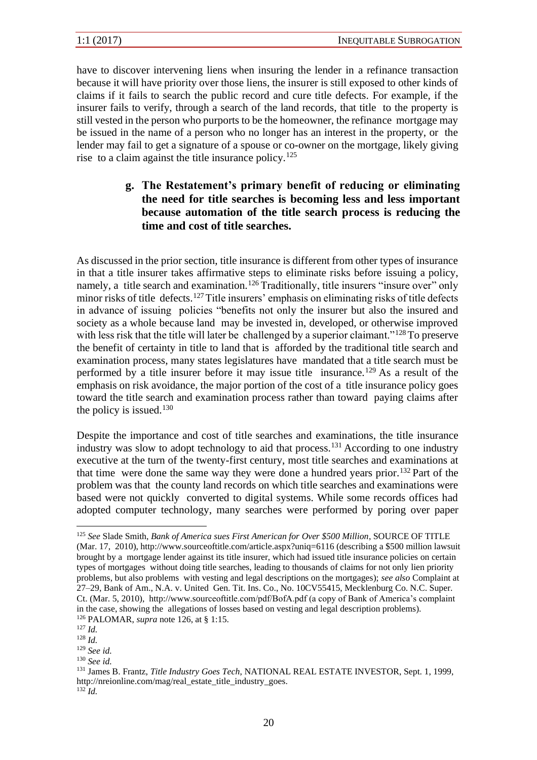have to discover intervening liens when insuring the lender in a refinance transaction because it will have priority over those liens, the insurer is still exposed to other kinds of claims if it fails to search the public record and cure title defects. For example, if the insurer fails to verify, through a search of the land records, that title to the property is still vested in the person who purports to be the homeowner, the refinance mortgage may be issued in the name of a person who no longer has an interest in the property, or the lender may fail to get a signature of a spouse or co-owner on the mortgage, likely giving rise to a claim against the title insurance policy.[125]

#### g. The Restatement's primary benefit of reducing or eliminating the need for title searches is becoming less and less important because automation of the title search process is reducing the time and cost of title searches.

As discussed in the prior section, title insurance is different from other types of insurance in that a title insurer takes affirmative steps to eliminate risks before issuing a policy, namely, a title search and examination.[126] Traditionally, title insurers "insure over" only minor risks of title defects.[127] Title insurers' emphasis on eliminating risks of title defects in advance of issuing policies "benefits not only the insurer but also the insured and society as a whole because land may be invested in, developed, or otherwise improved with less risk that the title will later be challenged by a superior claimant."[128] To preserve the benefit of certainty in title to land that is afforded by the traditional title search and examination process, many states legislatures have mandated that a title search must be performed by a title insurer before it may issue title insurance.[129] As a result of the emphasis on risk avoidance, the major portion of the cost of a title insurance policy goes toward the title search and examination process rather than toward paying claims after the policy is issued.[130]

Despite the importance and cost of title searches and examinations, the title insurance industry was slow to adopt technology to aid that process.[131] According to one industry executive at the turn of the twenty-first century, most title searches and examinations at that time were done the same way they were done a hundred years prior.[132] Part of the problem was that the county land records on which title searches and examinations were based were not quickly converted to digital systems. While some records offices had adopted computer technology, many searches were performed by poring over paper

---

[125] *See* Slade Smith, *Bank of America sues First American for Over $500 Million*, SOURCE OF TITLE (Mar. 17, 2010), http://www.sourceoftitle.com/article.aspx?uniq=6116 (describing a $500 million lawsuit brought by a mortgage lender against its title insurer, which had issued title insurance policies on certain types of mortgages without doing title searches, leading to thousands of claims for not only lien priority problems, but also problems with vesting and legal descriptions on the mortgages); *see also* Complaint at 27–29, Bank of Am., N.A. v. United Gen. Tit. Ins. Co., No. 10CV55415, Mecklenburg Co. N.C. Super. Ct. (Mar. 5, 2010), http://www.sourceoftitle.com/pdf/BofA.pdf (a copy of Bank of America's complaint in the case, showing the allegations of losses based on vesting and legal description problems).

[126] PALOMAR, *supra* note 126, at § 1:15.

[127] *Id.*

[128] *Id.*

[129] *See id.*

[130] *See id.*

[131] James B. Frantz, *Title Industry Goes Tech*, NATIONAL REAL ESTATE INVESTOR, Sept. 1, 1999, http://nreionline.com/mag/real_estate_title_industry_goes.

[132] *Id.*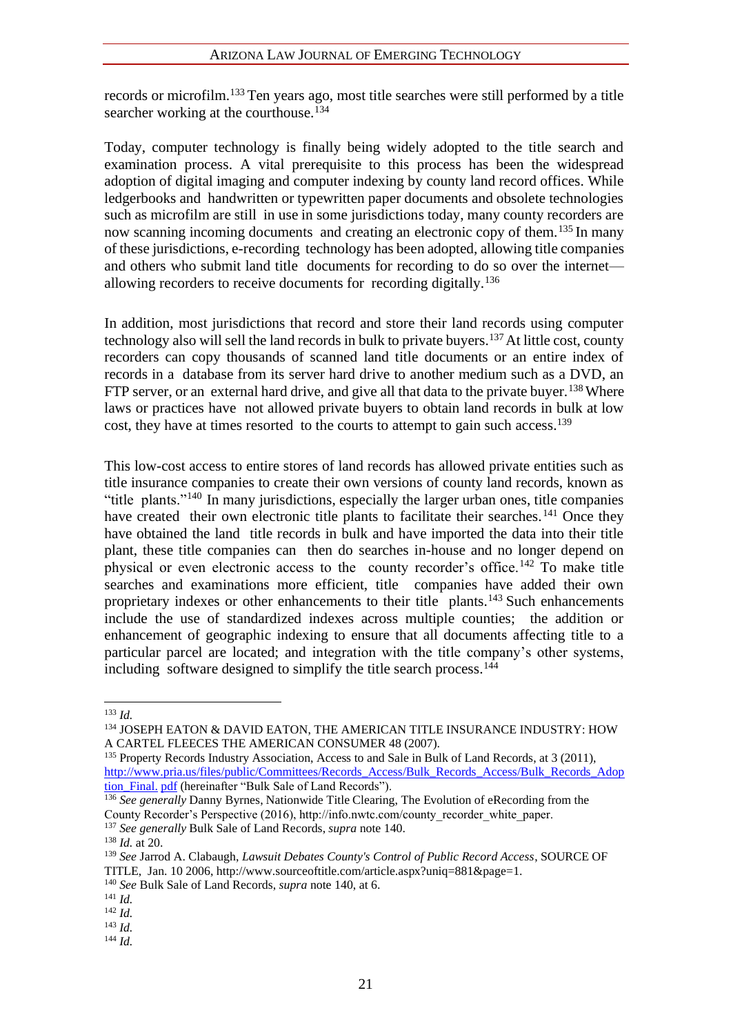records or microfilm.[133] Ten years ago, most title searches were still performed by a title searcher working at the courthouse.[134]

Today, computer technology is finally being widely adopted to the title search and examination process. A vital prerequisite to this process has been the widespread adoption of digital imaging and computer indexing by county land record offices. While ledgerbooks and handwritten or typewritten paper documents and obsolete technologies such as microfilm are still in use in some jurisdictions today, many county recorders are now scanning incoming documents and creating an electronic copy of them.[135] In many of these jurisdictions, e-recording technology has been adopted, allowing title companies and others who submit land title documents for recording to do so over the internet—allowing recorders to receive documents for recording digitally.[136]

In addition, most jurisdictions that record and store their land records using computer technology also will sell the land records in bulk to private buyers.[137] At little cost, county recorders can copy thousands of scanned land title documents or an entire index of records in a database from its server hard drive to another medium such as a DVD, an FTP server, or an external hard drive, and give all that data to the private buyer.[138] Where laws or practices have not allowed private buyers to obtain land records in bulk at low cost, they have at times resorted to the courts to attempt to gain such access.[139]

This low-cost access to entire stores of land records has allowed private entities such as title insurance companies to create their own versions of county land records, known as "title plants."[140] In many jurisdictions, especially the larger urban ones, title companies have created their own electronic title plants to facilitate their searches.[141] Once they have obtained the land title records in bulk and have imported the data into their title plant, these title companies can then do searches in-house and no longer depend on physical or even electronic access to the county recorder's office.[142] To make title searches and examinations more efficient, title companies have added their own proprietary indexes or other enhancements to their title plants.[143] Such enhancements include the use of standardized indexes across multiple counties; the addition or enhancement of geographic indexing to ensure that all documents affecting title to a particular parcel are located; and integration with the title company's other systems, including software designed to simplify the title search process.[144]

---

[133] *Id.*

[134] JOSEPH EATON & DAVID EATON, THE AMERICAN TITLE INSURANCE INDUSTRY: HOW A CARTEL FLEECES THE AMERICAN CONSUMER 48 (2007).

[135] Property Records Industry Association, Access to and Sale in Bulk of Land Records, at 3 (2011), http://www.pria.us/files/public/Committees/Records_Access/Bulk_Records_Access/Bulk_Records_Adoption_Final. pdf (hereinafter "Bulk Sale of Land Records").

[136] *See generally* Danny Byrnes, Nationwide Title Clearing, The Evolution of eRecording from the County Recorder's Perspective (2016), http://info.nwtc.com/county_recorder_white_paper.

[137] *See generally* Bulk Sale of Land Records, *supra* note 140.

[138] *Id.* at 20.

[139] *See* Jarrod A. Clabaugh, *Lawsuit Debates County's Control of Public Record Access*, SOURCE OF TITLE, Jan. 10 2006, http://www.sourceoftitle.com/article.aspx?uniq=881&page=1.

[140] *See* Bulk Sale of Land Records, *supra* note 140, at 6.

[141] *Id.*

[142] *Id.*

[143] *Id.*

[144] *Id.*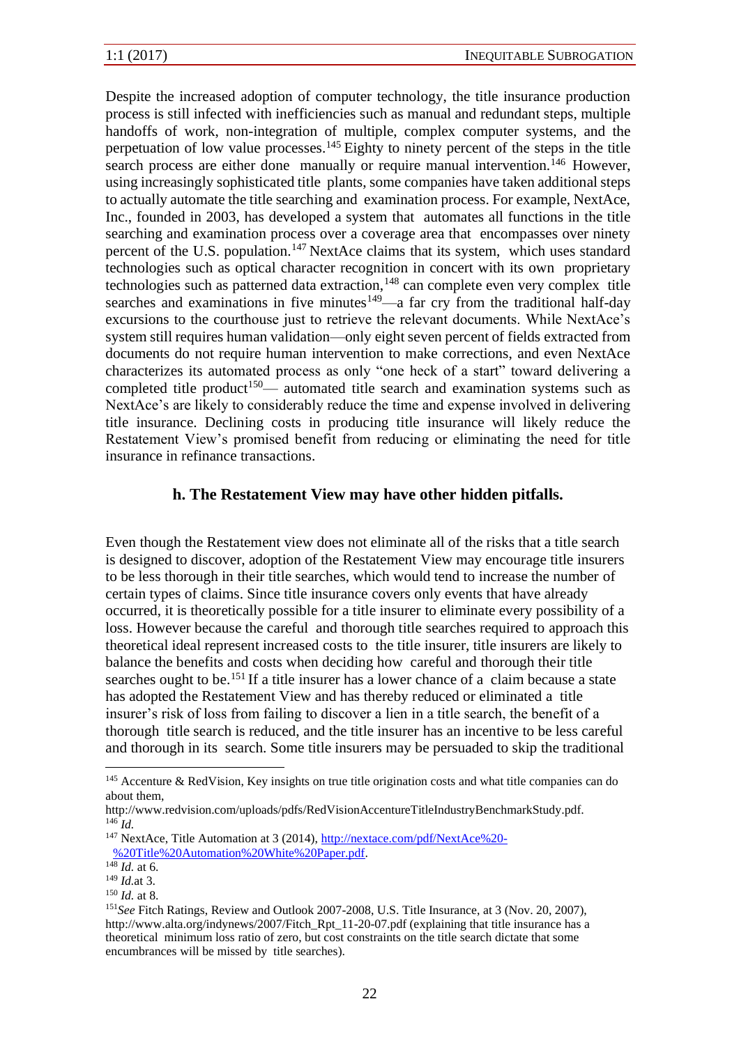Despite the increased adoption of computer technology, the title insurance production process is still infected with inefficiencies such as manual and redundant steps, multiple handoffs of work, non-integration of multiple, complex computer systems, and the perpetuation of low value processes.[145] Eighty to ninety percent of the steps in the title search process are either done manually or require manual intervention.[146] However, using increasingly sophisticated title plants, some companies have taken additional steps to actually automate the title searching and examination process. For example, NextAce, Inc., founded in 2003, has developed a system that automates all functions in the title searching and examination process over a coverage area that encompasses over ninety percent of the U.S. population.[147] NextAce claims that its system, which uses standard technologies such as optical character recognition in concert with its own proprietary technologies such as patterned data extraction,[148] can complete even very complex title searches and examinations in five minutes[149]—a far cry from the traditional half-day excursions to the courthouse just to retrieve the relevant documents. While NextAce's system still requires human validation—only eight seven percent of fields extracted from documents do not require human intervention to make corrections, and even NextAce characterizes its automated process as only "one heck of a start" toward delivering a completed title product[150]— automated title search and examination systems such as NextAce's are likely to considerably reduce the time and expense involved in delivering title insurance. Declining costs in producing title insurance will likely reduce the Restatement View's promised benefit from reducing or eliminating the need for title insurance in refinance transactions.

### h. The Restatement View may have other hidden pitfalls.

Even though the Restatement view does not eliminate all of the risks that a title search is designed to discover, adoption of the Restatement View may encourage title insurers to be less thorough in their title searches, which would tend to increase the number of certain types of claims. Since title insurance covers only events that have already occurred, it is theoretically possible for a title insurer to eliminate every possibility of a loss. However because the careful and thorough title searches required to approach this theoretical ideal represent increased costs to the title insurer, title insurers are likely to balance the benefits and costs when deciding how careful and thorough their title searches ought to be.[151] If a title insurer has a lower chance of a claim because a state has adopted the Restatement View and has thereby reduced or eliminated a title insurer's risk of loss from failing to discover a lien in a title search, the benefit of a thorough title search is reduced, and the title insurer has an incentive to be less careful and thorough in its search. Some title insurers may be persuaded to skip the traditional

---

[145] Accenture & RedVision, Key insights on true title origination costs and what title companies can do about them, http://www.redvision.com/uploads/pdfs/RedVisionAccentureTitleIndustryBenchmarkStudy.pdf.

[146] *Id.*

[147] NextAce, Title Automation at 3 (2014), http://nextace.com/pdf/NextAce%20-%20Title%20Automation%20White%20Paper.pdf.

[148] *Id.* at 6.

[149] *Id.*at 3.

[150] *Id.* at 8.

[151] *See* Fitch Ratings, Review and Outlook 2007-2008, U.S. Title Insurance, at 3 (Nov. 20, 2007), http://www.alta.org/indynews/2007/Fitch_Rpt_11-20-07.pdf (explaining that title insurance has a theoretical minimum loss ratio of zero, but cost constraints on the title search dictate that some encumbrances will be missed by title searches).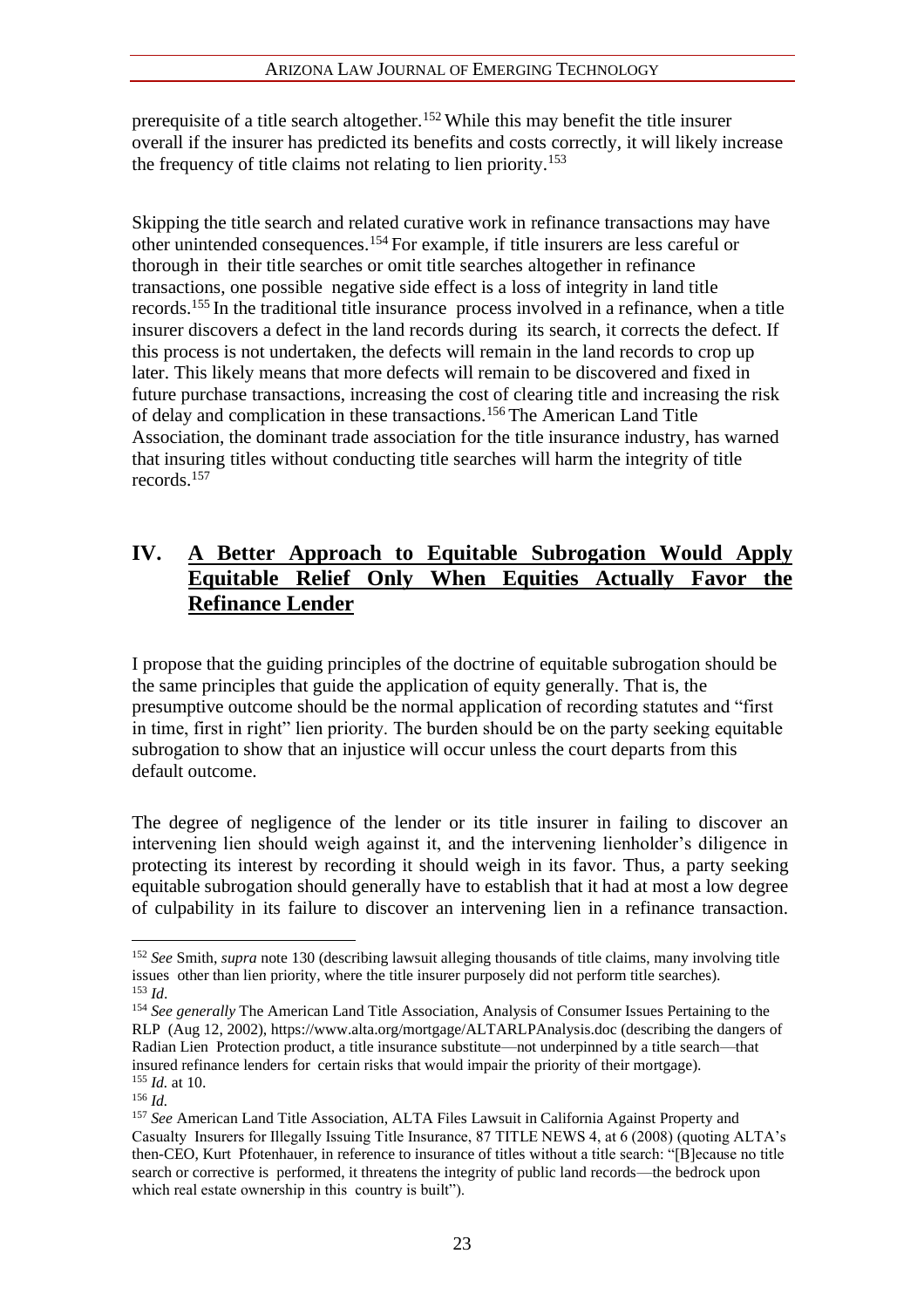prerequisite of a title search altogether.[152] While this may benefit the title insurer overall if the insurer has predicted its benefits and costs correctly, it will likely increase the frequency of title claims not relating to lien priority.[153]

Skipping the title search and related curative work in refinance transactions may have other unintended consequences.[154] For example, if title insurers are less careful or thorough in their title searches or omit title searches altogether in refinance transactions, one possible negative side effect is a loss of integrity in land title records.[155] In the traditional title insurance process involved in a refinance, when a title insurer discovers a defect in the land records during its search, it corrects the defect. If this process is not undertaken, the defects will remain in the land records to crop up later. This likely means that more defects will remain to be discovered and fixed in future purchase transactions, increasing the cost of clearing title and increasing the risk of delay and complication in these transactions.[156] The American Land Title Association, the dominant trade association for the title insurance industry, has warned that insuring titles without conducting title searches will harm the integrity of title records.[157]

## IV. A Better Approach to Equitable Subrogation Would Apply Equitable Relief Only When Equities Actually Favor the Refinance Lender

I propose that the guiding principles of the doctrine of equitable subrogation should be the same principles that guide the application of equity generally. That is, the presumptive outcome should be the normal application of recording statutes and "first in time, first in right" lien priority. The burden should be on the party seeking equitable subrogation to show that an injustice will occur unless the court departs from this default outcome.

The degree of negligence of the lender or its title insurer in failing to discover an intervening lien should weigh against it, and the intervening lienholder's diligence in protecting its interest by recording it should weigh in its favor. Thus, a party seeking equitable subrogation should generally have to establish that it had at most a low degree of culpability in its failure to discover an intervening lien in a refinance transaction.

---

[152] *See* Smith, *supra* note 130 (describing lawsuit alleging thousands of title claims, many involving title issues other than lien priority, where the title insurer purposely did not perform title searches).

[153] *Id*.

[154] *See generally* The American Land Title Association, Analysis of Consumer Issues Pertaining to the RLP (Aug 12, 2002), https://www.alta.org/mortgage/ALTARLPAnalysis.doc (describing the dangers of Radian Lien Protection product, a title insurance substitute—not underpinned by a title search—that insured refinance lenders for certain risks that would impair the priority of their mortgage).

[155] *Id.* at 10.

[156] *Id.*

[157] *See* American Land Title Association, ALTA Files Lawsuit in California Against Property and Casualty Insurers for Illegally Issuing Title Insurance, 87 TITLE NEWS 4, at 6 (2008) (quoting ALTA's then-CEO, Kurt Pfotenhauer, in reference to insurance of titles without a title search: "[B]ecause no title search or corrective is performed, it threatens the integrity of public land records—the bedrock upon which real estate ownership in this country is built").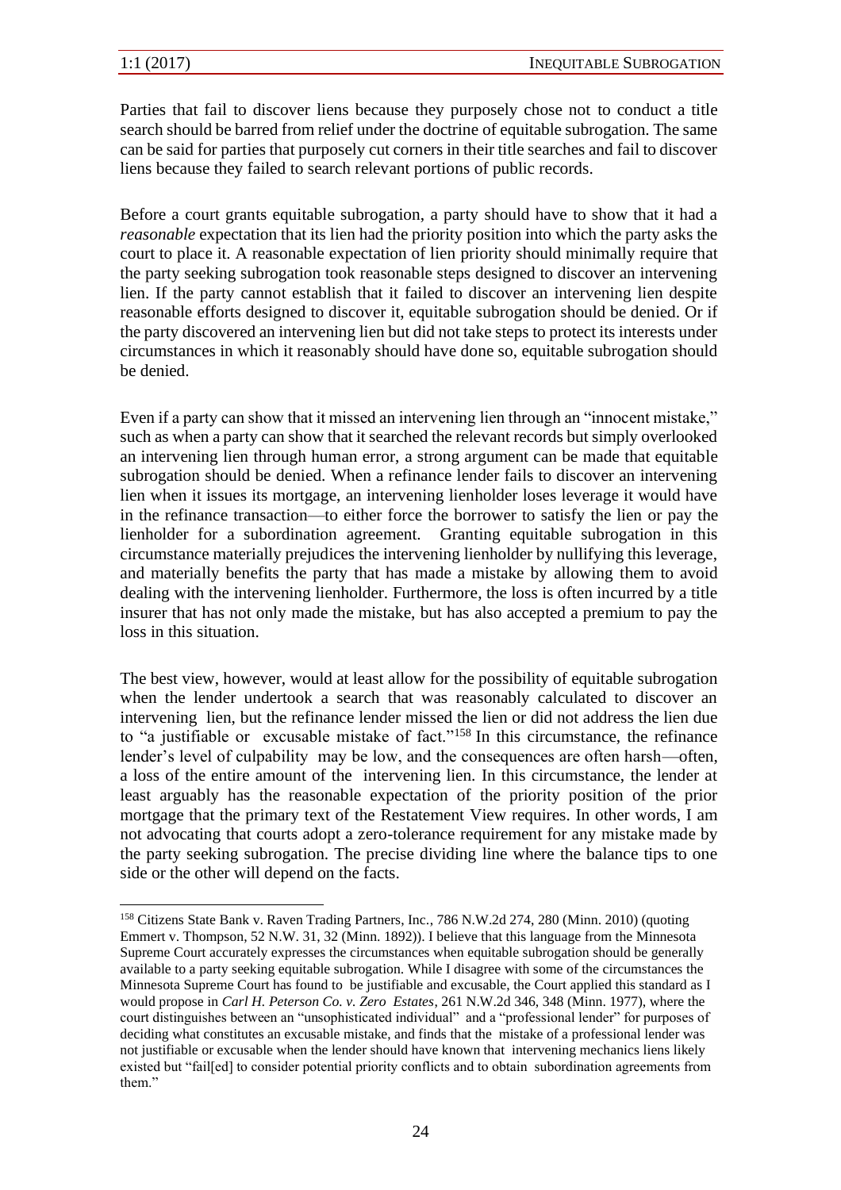Parties that fail to discover liens because they purposely chose not to conduct a title search should be barred from relief under the doctrine of equitable subrogation. The same can be said for parties that purposely cut corners in their title searches and fail to discover liens because they failed to search relevant portions of public records.

Before a court grants equitable subrogation, a party should have to show that it had a *reasonable* expectation that its lien had the priority position into which the party asks the court to place it. A reasonable expectation of lien priority should minimally require that the party seeking subrogation took reasonable steps designed to discover an intervening lien. If the party cannot establish that it failed to discover an intervening lien despite reasonable efforts designed to discover it, equitable subrogation should be denied. Or if the party discovered an intervening lien but did not take steps to protect its interests under circumstances in which it reasonably should have done so, equitable subrogation should be denied.

Even if a party can show that it missed an intervening lien through an "innocent mistake," such as when a party can show that it searched the relevant records but simply overlooked an intervening lien through human error, a strong argument can be made that equitable subrogation should be denied. When a refinance lender fails to discover an intervening lien when it issues its mortgage, an intervening lienholder loses leverage it would have in the refinance transaction—to either force the borrower to satisfy the lien or pay the lienholder for a subordination agreement. Granting equitable subrogation in this circumstance materially prejudices the intervening lienholder by nullifying this leverage, and materially benefits the party that has made a mistake by allowing them to avoid dealing with the intervening lienholder. Furthermore, the loss is often incurred by a title insurer that has not only made the mistake, but has also accepted a premium to pay the loss in this situation.

The best view, however, would at least allow for the possibility of equitable subrogation when the lender undertook a search that was reasonably calculated to discover an intervening lien, but the refinance lender missed the lien or did not address the lien due to "a justifiable or excusable mistake of fact."[158] In this circumstance, the refinance lender's level of culpability may be low, and the consequences are often harsh—often, a loss of the entire amount of the intervening lien. In this circumstance, the lender at least arguably has the reasonable expectation of the priority position of the prior mortgage that the primary text of the Restatement View requires. In other words, I am not advocating that courts adopt a zero-tolerance requirement for any mistake made by the party seeking subrogation. The precise dividing line where the balance tips to one side or the other will depend on the facts.

---

[158] Citizens State Bank v. Raven Trading Partners, Inc., 786 N.W.2d 274, 280 (Minn. 2010) (quoting Emmert v. Thompson, 52 N.W. 31, 32 (Minn. 1892)). I believe that this language from the Minnesota Supreme Court accurately expresses the circumstances when equitable subrogation should be generally available to a party seeking equitable subrogation. While I disagree with some of the circumstances the Minnesota Supreme Court has found to be justifiable and excusable, the Court applied this standard as I would propose in *Carl H. Peterson Co. v. Zero Estates*, 261 N.W.2d 346, 348 (Minn. 1977), where the court distinguishes between an "unsophisticated individual" and a "professional lender" for purposes of deciding what constitutes an excusable mistake, and finds that the mistake of a professional lender was not justifiable or excusable when the lender should have known that intervening mechanics liens likely existed but "fail[ed] to consider potential priority conflicts and to obtain subordination agreements from them."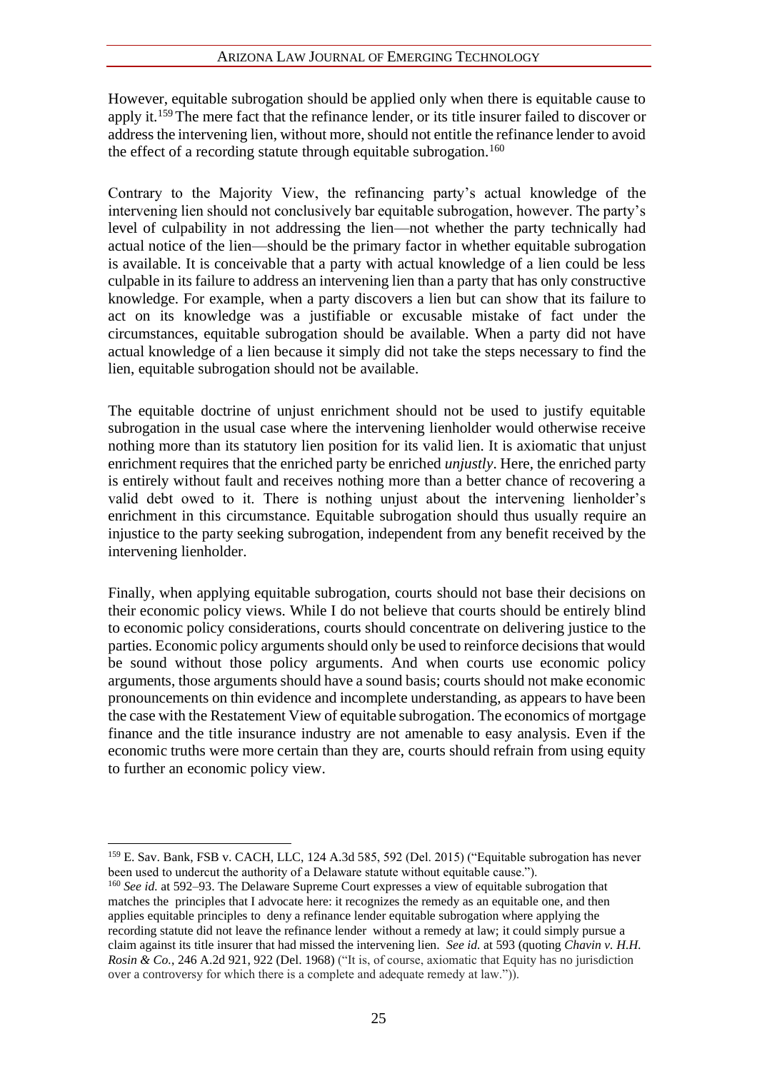However, equitable subrogation should be applied only when there is equitable cause to apply it.[159] The mere fact that the refinance lender, or its title insurer failed to discover or address the intervening lien, without more, should not entitle the refinance lender to avoid the effect of a recording statute through equitable subrogation.[160]

Contrary to the Majority View, the refinancing party's actual knowledge of the intervening lien should not conclusively bar equitable subrogation, however. The party's level of culpability in not addressing the lien—not whether the party technically had actual notice of the lien—should be the primary factor in whether equitable subrogation is available. It is conceivable that a party with actual knowledge of a lien could be less culpable in its failure to address an intervening lien than a party that has only constructive knowledge. For example, when a party discovers a lien but can show that its failure to act on its knowledge was a justifiable or excusable mistake of fact under the circumstances, equitable subrogation should be available. When a party did not have actual knowledge of a lien because it simply did not take the steps necessary to find the lien, equitable subrogation should not be available.

The equitable doctrine of unjust enrichment should not be used to justify equitable subrogation in the usual case where the intervening lienholder would otherwise receive nothing more than its statutory lien position for its valid lien. It is axiomatic that unjust enrichment requires that the enriched party be enriched *unjustly*. Here, the enriched party is entirely without fault and receives nothing more than a better chance of recovering a valid debt owed to it. There is nothing unjust about the intervening lienholder's enrichment in this circumstance. Equitable subrogation should thus usually require an injustice to the party seeking subrogation, independent from any benefit received by the intervening lienholder.

Finally, when applying equitable subrogation, courts should not base their decisions on their economic policy views. While I do not believe that courts should be entirely blind to economic policy considerations, courts should concentrate on delivering justice to the parties. Economic policy arguments should only be used to reinforce decisions that would be sound without those policy arguments. And when courts use economic policy arguments, those arguments should have a sound basis; courts should not make economic pronouncements on thin evidence and incomplete understanding, as appears to have been the case with the Restatement View of equitable subrogation. The economics of mortgage finance and the title insurance industry are not amenable to easy analysis. Even if the economic truths were more certain than they are, courts should refrain from using equity to further an economic policy view.

---

[159] E. Sav. Bank, FSB v. CACH, LLC, 124 A.3d 585, 592 (Del. 2015) ("Equitable subrogation has never been used to undercut the authority of a Delaware statute without equitable cause.").

[160] *See id.* at 592–93. The Delaware Supreme Court expresses a view of equitable subrogation that matches the principles that I advocate here: it recognizes the remedy as an equitable one, and then applies equitable principles to deny a refinance lender equitable subrogation where applying the recording statute did not leave the refinance lender without a remedy at law; it could simply pursue a claim against its title insurer that had missed the intervening lien. *See id.* at 593 (quoting *Chavin v. H.H. Rosin & Co.*, 246 A.2d 921, 922 (Del. 1968) ("It is, of course, axiomatic that Equity has no jurisdiction over a controversy for which there is a complete and adequate remedy at law.")).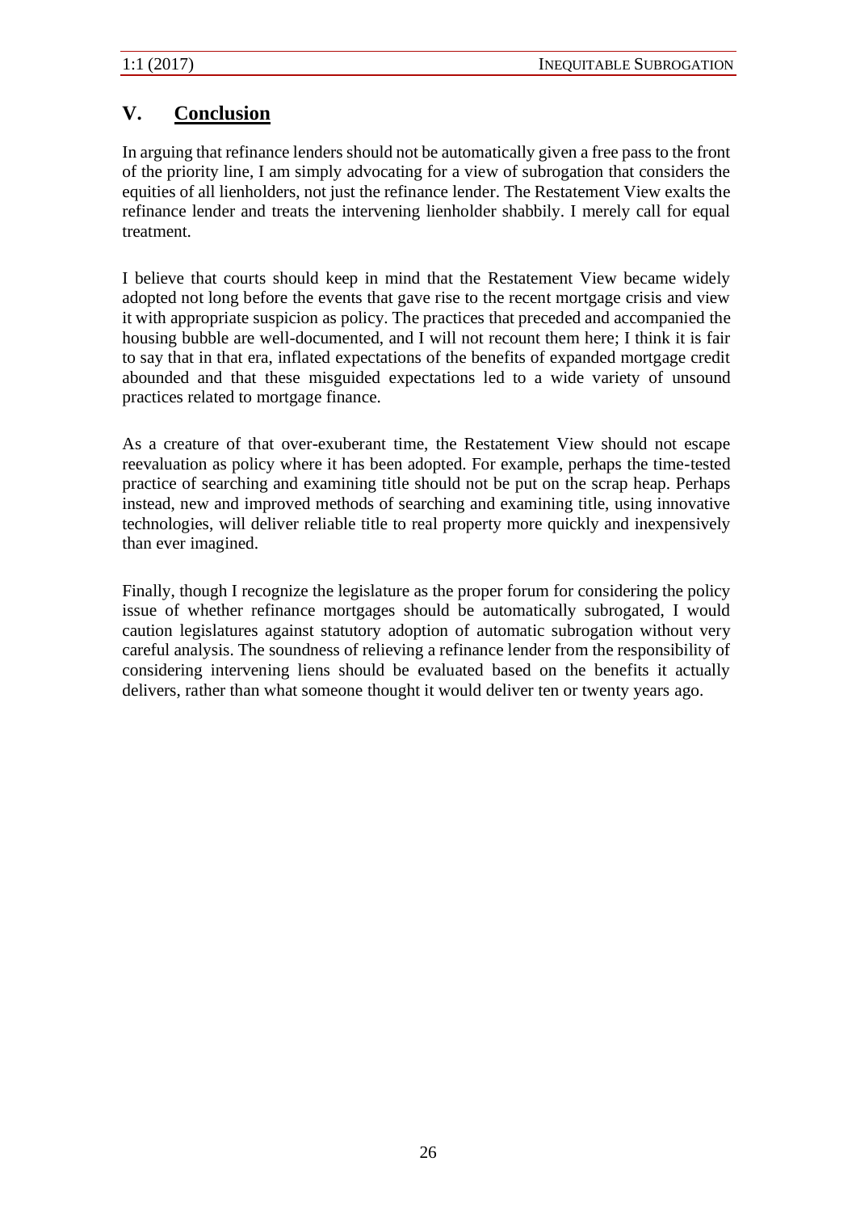## V. Conclusion

In arguing that refinance lenders should not be automatically given a free pass to the front of the priority line, I am simply advocating for a view of subrogation that considers the equities of all lienholders, not just the refinance lender. The Restatement View exalts the refinance lender and treats the intervening lienholder shabbily. I merely call for equal treatment.

I believe that courts should keep in mind that the Restatement View became widely adopted not long before the events that gave rise to the recent mortgage crisis and view it with appropriate suspicion as policy. The practices that preceded and accompanied the housing bubble are well-documented, and I will not recount them here; I think it is fair to say that in that era, inflated expectations of the benefits of expanded mortgage credit abounded and that these misguided expectations led to a wide variety of unsound practices related to mortgage finance.

As a creature of that over-exuberant time, the Restatement View should not escape reevaluation as policy where it has been adopted. For example, perhaps the time-tested practice of searching and examining title should not be put on the scrap heap. Perhaps instead, new and improved methods of searching and examining title, using innovative technologies, will deliver reliable title to real property more quickly and inexpensively than ever imagined.

Finally, though I recognize the legislature as the proper forum for considering the policy issue of whether refinance mortgages should be automatically subrogated, I would caution legislatures against statutory adoption of automatic subrogation without very careful analysis. The soundness of relieving a refinance lender from the responsibility of considering intervening liens should be evaluated based on the benefits it actually delivers, rather than what someone thought it would deliver ten or twenty years ago.